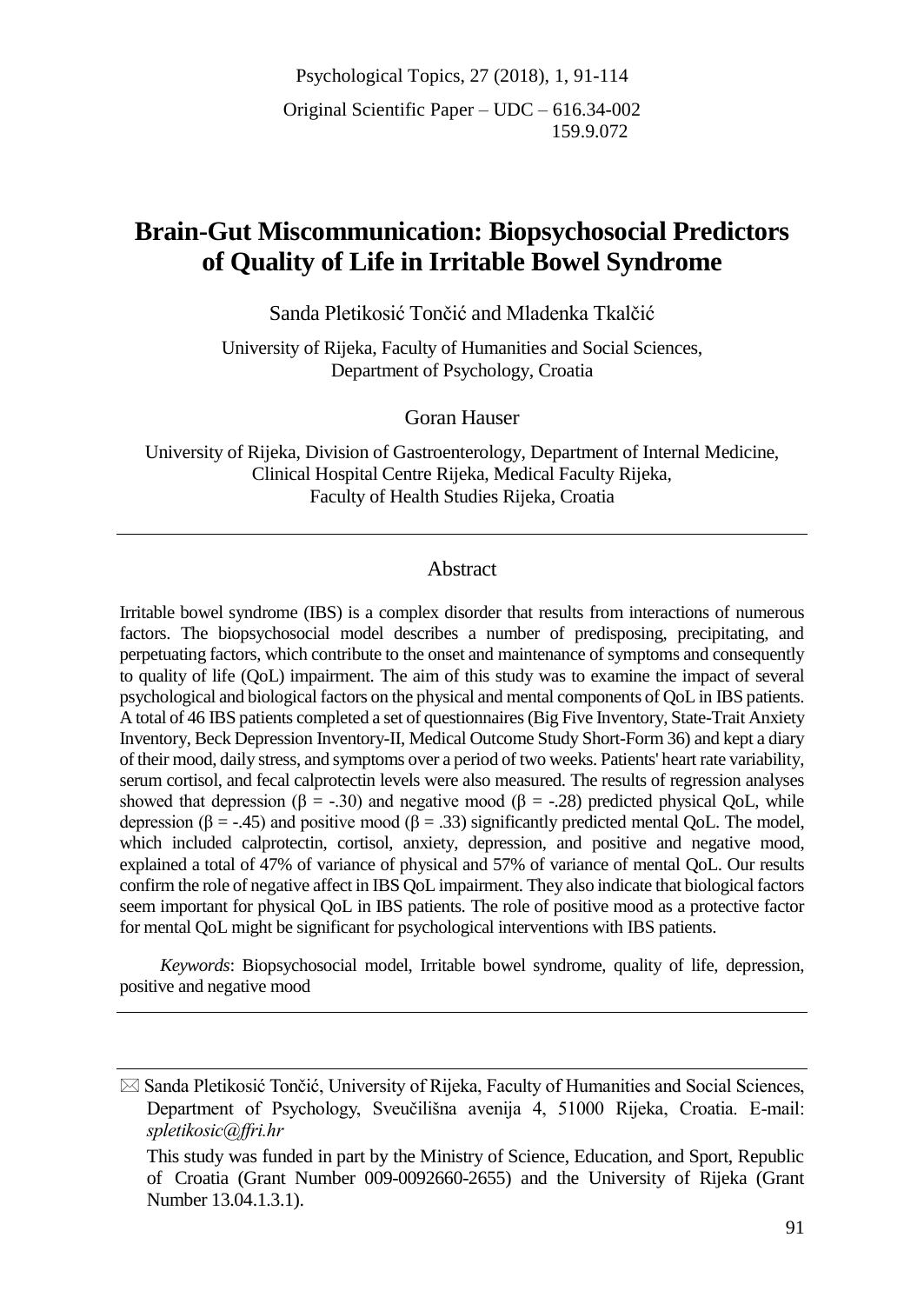Psychological Topics, 27 (2018), 1, 91-114

Original Scientific Paper – UDC – 616.34-002
159.9.072

# Brain-Gut Miscommunication: Biopsychosocial Predictors of Quality of Life in Irritable Bowel Syndrome

Sanda Pletikosić Tončić and Mladenka Tkalčić

University of Rijeka, Faculty of Humanities and Social Sciences, Department of Psychology, Croatia

Goran Hauser

University of Rijeka, Division of Gastroenterology, Department of Internal Medicine, Clinical Hospital Centre Rijeka, Medical Faculty Rijeka, Faculty of Health Studies Rijeka, Croatia

## Abstract

Irritable bowel syndrome (IBS) is a complex disorder that results from interactions of numerous factors. The biopsychosocial model describes a number of predisposing, precipitating, and perpetuating factors, which contribute to the onset and maintenance of symptoms and consequently to quality of life (QoL) impairment. The aim of this study was to examine the impact of several psychological and biological factors on the physical and mental components of QoL in IBS patients. A total of 46 IBS patients completed a set of questionnaires (Big Five Inventory, State-Trait Anxiety Inventory, Beck Depression Inventory-II, Medical Outcome Study Short-Form 36) and kept a diary of their mood, daily stress, and symptoms over a period of two weeks. Patients' heart rate variability, serum cortisol, and fecal calprotectin levels were also measured. The results of regression analyses showed that depression ($\beta = -.30$) and negative mood ($\beta = -.28$) predicted physical QoL, while depression ($\beta = -.45$) and positive mood ($\beta = .33$) significantly predicted mental QoL. The model, which included calprotectin, cortisol, anxiety, depression, and positive and negative mood, explained a total of 47% of variance of physical and 57% of variance of mental QoL. Our results confirm the role of negative affect in IBS QoL impairment. They also indicate that biological factors seem important for physical QoL in IBS patients. The role of positive mood as a protective factor for mental QoL might be significant for psychological interventions with IBS patients.

*Keywords*: Biopsychosocial model, Irritable bowel syndrome, quality of life, depression, positive and negative mood

---

✉ Sanda Pletikosić Tončić, University of Rijeka, Faculty of Humanities and Social Sciences, Department of Psychology, Sveučilišna avenija 4, 51000 Rijeka, Croatia. E-mail: *spletikosic@ffri.hr*

This study was funded in part by the Ministry of Science, Education, and Sport, Republic of Croatia (Grant Number 009-0092660-2655) and the University of Rijeka (Grant Number 13.04.1.3.1).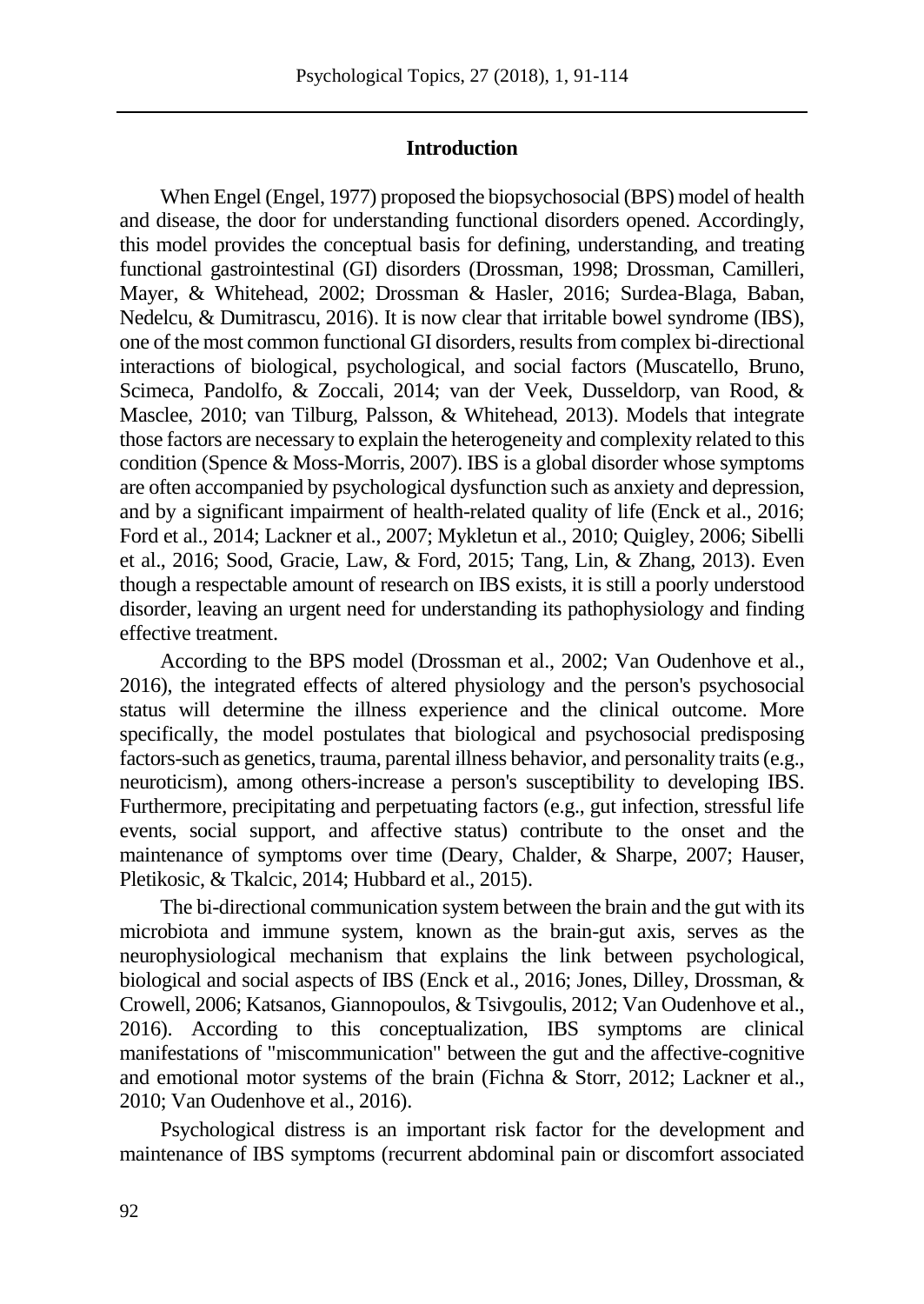## Introduction

When Engel (Engel, 1977) proposed the biopsychosocial (BPS) model of health and disease, the door for understanding functional disorders opened. Accordingly, this model provides the conceptual basis for defining, understanding, and treating functional gastrointestinal (GI) disorders (Drossman, 1998; Drossman, Camilleri, Mayer, & Whitehead, 2002; Drossman & Hasler, 2016; Surdea-Blaga, Baban, Nedelcu, & Dumitrascu, 2016). It is now clear that irritable bowel syndrome (IBS), one of the most common functional GI disorders, results from complex bi-directional interactions of biological, psychological, and social factors (Muscatello, Bruno, Scimeca, Pandolfo, & Zoccali, 2014; van der Veek, Dusseldorp, van Rood, & Masclee, 2010; van Tilburg, Palsson, & Whitehead, 2013). Models that integrate those factors are necessary to explain the heterogeneity and complexity related to this condition (Spence & Moss-Morris, 2007). IBS is a global disorder whose symptoms are often accompanied by psychological dysfunction such as anxiety and depression, and by a significant impairment of health-related quality of life (Enck et al., 2016; Ford et al., 2014; Lackner et al., 2007; Mykletun et al., 2010; Quigley, 2006; Sibelli et al., 2016; Sood, Gracie, Law, & Ford, 2015; Tang, Lin, & Zhang, 2013). Even though a respectable amount of research on IBS exists, it is still a poorly understood disorder, leaving an urgent need for understanding its pathophysiology and finding effective treatment.

According to the BPS model (Drossman et al., 2002; Van Oudenhove et al., 2016), the integrated effects of altered physiology and the person's psychosocial status will determine the illness experience and the clinical outcome. More specifically, the model postulates that biological and psychosocial predisposing factors-such as genetics, trauma, parental illness behavior, and personality traits (e.g., neuroticism), among others-increase a person's susceptibility to developing IBS. Furthermore, precipitating and perpetuating factors (e.g., gut infection, stressful life events, social support, and affective status) contribute to the onset and the maintenance of symptoms over time (Deary, Chalder, & Sharpe, 2007; Hauser, Pletikosic, & Tkalcic, 2014; Hubbard et al., 2015).

The bi-directional communication system between the brain and the gut with its microbiota and immune system, known as the brain-gut axis, serves as the neurophysiological mechanism that explains the link between psychological, biological and social aspects of IBS (Enck et al., 2016; Jones, Dilley, Drossman, & Crowell, 2006; Katsanos, Giannopoulos, & Tsivgoulis, 2012; Van Oudenhove et al., 2016). According to this conceptualization, IBS symptoms are clinical manifestations of "miscommunication" between the gut and the affective-cognitive and emotional motor systems of the brain (Fichna & Storr, 2012; Lackner et al., 2010; Van Oudenhove et al., 2016).

Psychological distress is an important risk factor for the development and maintenance of IBS symptoms (recurrent abdominal pain or discomfort associated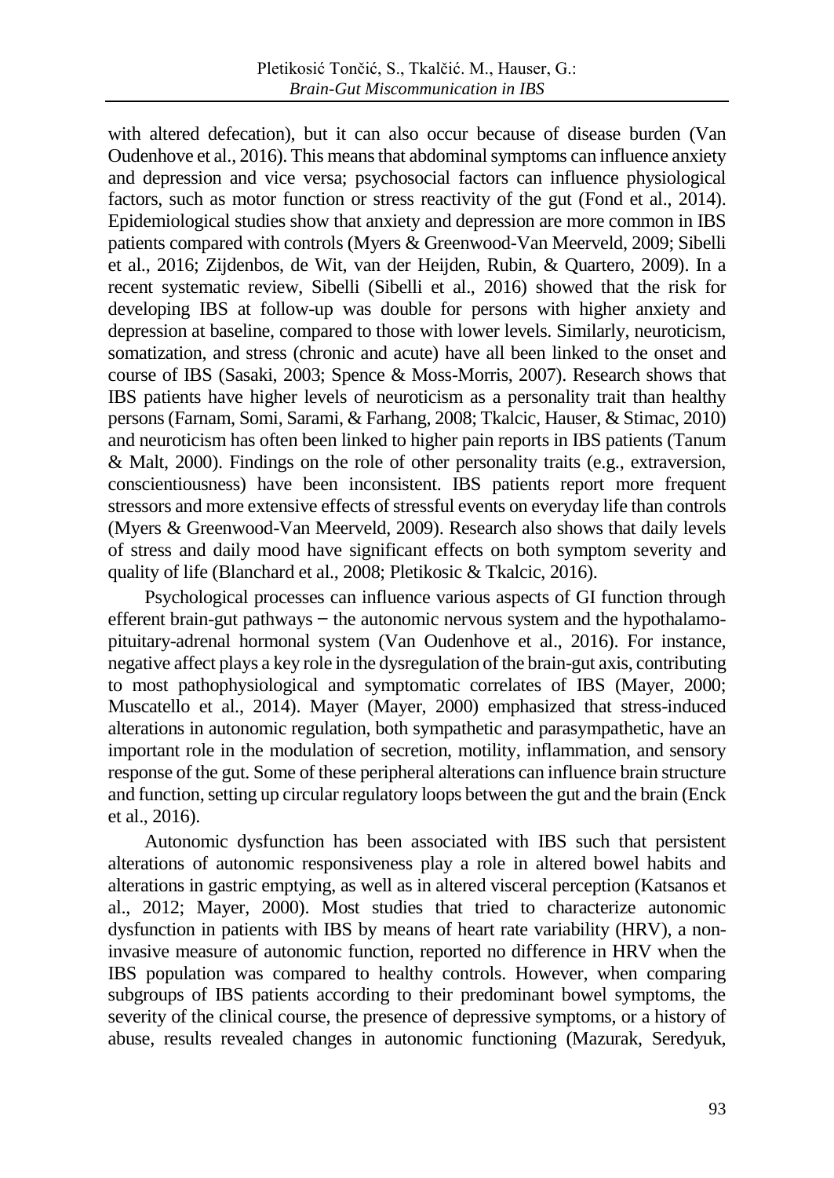with altered defecation), but it can also occur because of disease burden (Van Oudenhove et al., 2016). This means that abdominal symptoms can influence anxiety and depression and vice versa; psychosocial factors can influence physiological factors, such as motor function or stress reactivity of the gut (Fond et al., 2014). Epidemiological studies show that anxiety and depression are more common in IBS patients compared with controls (Myers & Greenwood-Van Meerveld, 2009; Sibelli et al., 2016; Zijdenbos, de Wit, van der Heijden, Rubin, & Quartero, 2009). In a recent systematic review, Sibelli (Sibelli et al., 2016) showed that the risk for developing IBS at follow-up was double for persons with higher anxiety and depression at baseline, compared to those with lower levels. Similarly, neuroticism, somatization, and stress (chronic and acute) have all been linked to the onset and course of IBS (Sasaki, 2003; Spence & Moss-Morris, 2007). Research shows that IBS patients have higher levels of neuroticism as a personality trait than healthy persons (Farnam, Somi, Sarami, & Farhang, 2008; Tkalcic, Hauser, & Stimac, 2010) and neuroticism has often been linked to higher pain reports in IBS patients (Tanum & Malt, 2000). Findings on the role of other personality traits (e.g., extraversion, conscientiousness) have been inconsistent. IBS patients report more frequent stressors and more extensive effects of stressful events on everyday life than controls (Myers & Greenwood-Van Meerveld, 2009). Research also shows that daily levels of stress and daily mood have significant effects on both symptom severity and quality of life (Blanchard et al., 2008; Pletikosic & Tkalcic, 2016).

Psychological processes can influence various aspects of GI function through efferent brain-gut pathways − the autonomic nervous system and the hypothalamo-pituitary-adrenal hormonal system (Van Oudenhove et al., 2016). For instance, negative affect plays a key role in the dysregulation of the brain-gut axis, contributing to most pathophysiological and symptomatic correlates of IBS (Mayer, 2000; Muscatello et al., 2014). Mayer (Mayer, 2000) emphasized that stress-induced alterations in autonomic regulation, both sympathetic and parasympathetic, have an important role in the modulation of secretion, motility, inflammation, and sensory response of the gut. Some of these peripheral alterations can influence brain structure and function, setting up circular regulatory loops between the gut and the brain (Enck et al., 2016).

Autonomic dysfunction has been associated with IBS such that persistent alterations of autonomic responsiveness play a role in altered bowel habits and alterations in gastric emptying, as well as in altered visceral perception (Katsanos et al., 2012; Mayer, 2000). Most studies that tried to characterize autonomic dysfunction in patients with IBS by means of heart rate variability (HRV), a non-invasive measure of autonomic function, reported no difference in HRV when the IBS population was compared to healthy controls. However, when comparing subgroups of IBS patients according to their predominant bowel symptoms, the severity of the clinical course, the presence of depressive symptoms, or a history of abuse, results revealed changes in autonomic functioning (Mazurak, Seredyuk,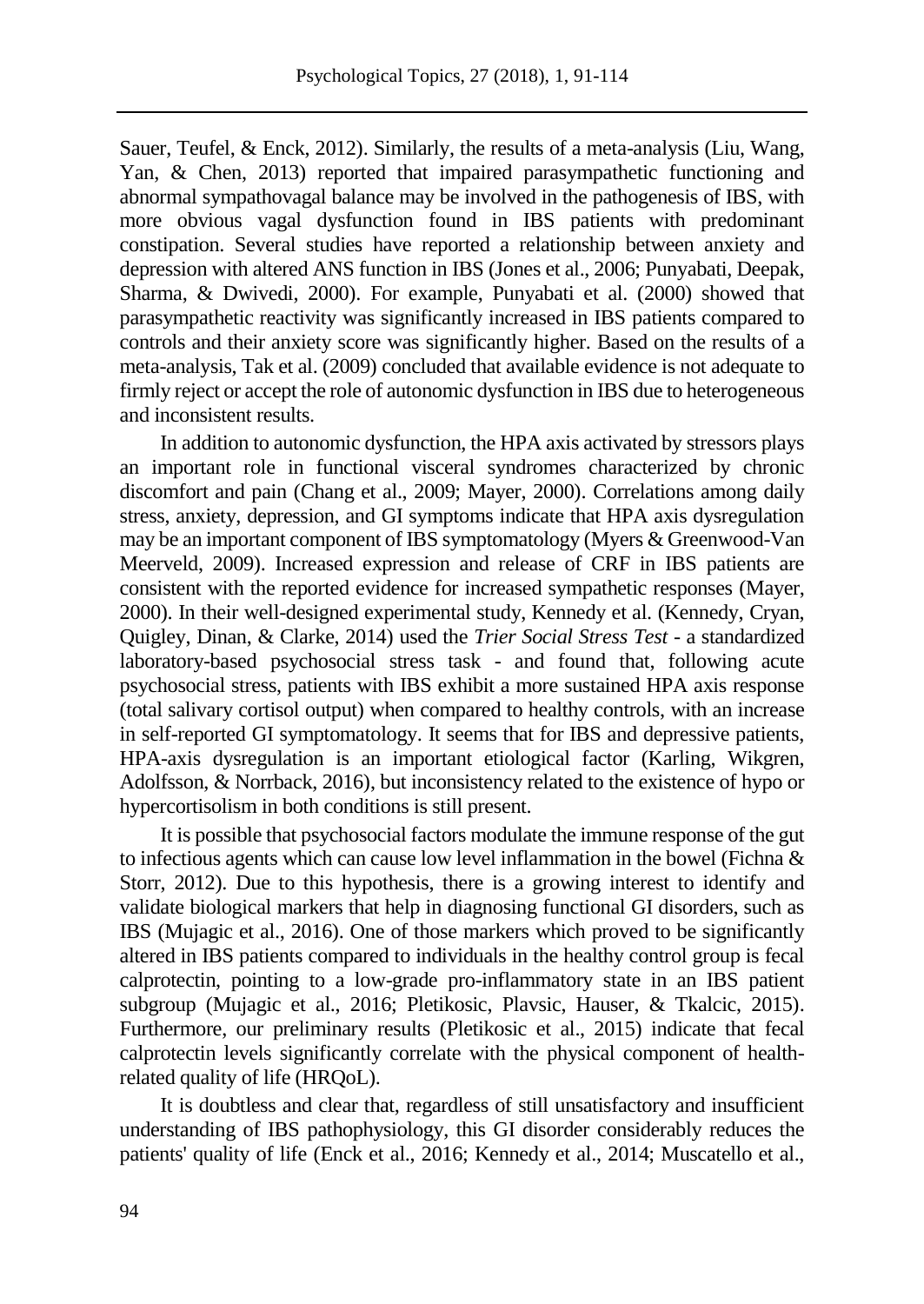Sauer, Teufel, & Enck, 2012). Similarly, the results of a meta-analysis (Liu, Wang, Yan, & Chen, 2013) reported that impaired parasympathetic functioning and abnormal sympathovagal balance may be involved in the pathogenesis of IBS, with more obvious vagal dysfunction found in IBS patients with predominant constipation. Several studies have reported a relationship between anxiety and depression with altered ANS function in IBS (Jones et al., 2006; Punyabati, Deepak, Sharma, & Dwivedi, 2000). For example, Punyabati et al. (2000) showed that parasympathetic reactivity was significantly increased in IBS patients compared to controls and their anxiety score was significantly higher. Based on the results of a meta-analysis, Tak et al. (2009) concluded that available evidence is not adequate to firmly reject or accept the role of autonomic dysfunction in IBS due to heterogeneous and inconsistent results.

In addition to autonomic dysfunction, the HPA axis activated by stressors plays an important role in functional visceral syndromes characterized by chronic discomfort and pain (Chang et al., 2009; Mayer, 2000). Correlations among daily stress, anxiety, depression, and GI symptoms indicate that HPA axis dysregulation may be an important component of IBS symptomatology (Myers & Greenwood-Van Meerveld, 2009). Increased expression and release of CRF in IBS patients are consistent with the reported evidence for increased sympathetic responses (Mayer, 2000). In their well-designed experimental study, Kennedy et al. (Kennedy, Cryan, Quigley, Dinan, & Clarke, 2014) used the *Trier Social Stress Test* - a standardized laboratory-based psychosocial stress task - and found that, following acute psychosocial stress, patients with IBS exhibit a more sustained HPA axis response (total salivary cortisol output) when compared to healthy controls, with an increase in self-reported GI symptomatology. It seems that for IBS and depressive patients, HPA-axis dysregulation is an important etiological factor (Karling, Wikgren, Adolfsson, & Norrback, 2016), but inconsistency related to the existence of hypo or hypercortisolism in both conditions is still present.

It is possible that psychosocial factors modulate the immune response of the gut to infectious agents which can cause low level inflammation in the bowel (Fichna & Storr, 2012). Due to this hypothesis, there is a growing interest to identify and validate biological markers that help in diagnosing functional GI disorders, such as IBS (Mujagic et al., 2016). One of those markers which proved to be significantly altered in IBS patients compared to individuals in the healthy control group is fecal calprotectin, pointing to a low-grade pro-inflammatory state in an IBS patient subgroup (Mujagic et al., 2016; Pletikosic, Plavsic, Hauser, & Tkalcic, 2015). Furthermore, our preliminary results (Pletikosic et al., 2015) indicate that fecal calprotectin levels significantly correlate with the physical component of health-related quality of life (HRQoL).

It is doubtless and clear that, regardless of still unsatisfactory and insufficient understanding of IBS pathophysiology, this GI disorder considerably reduces the patients' quality of life (Enck et al., 2016; Kennedy et al., 2014; Muscatello et al.,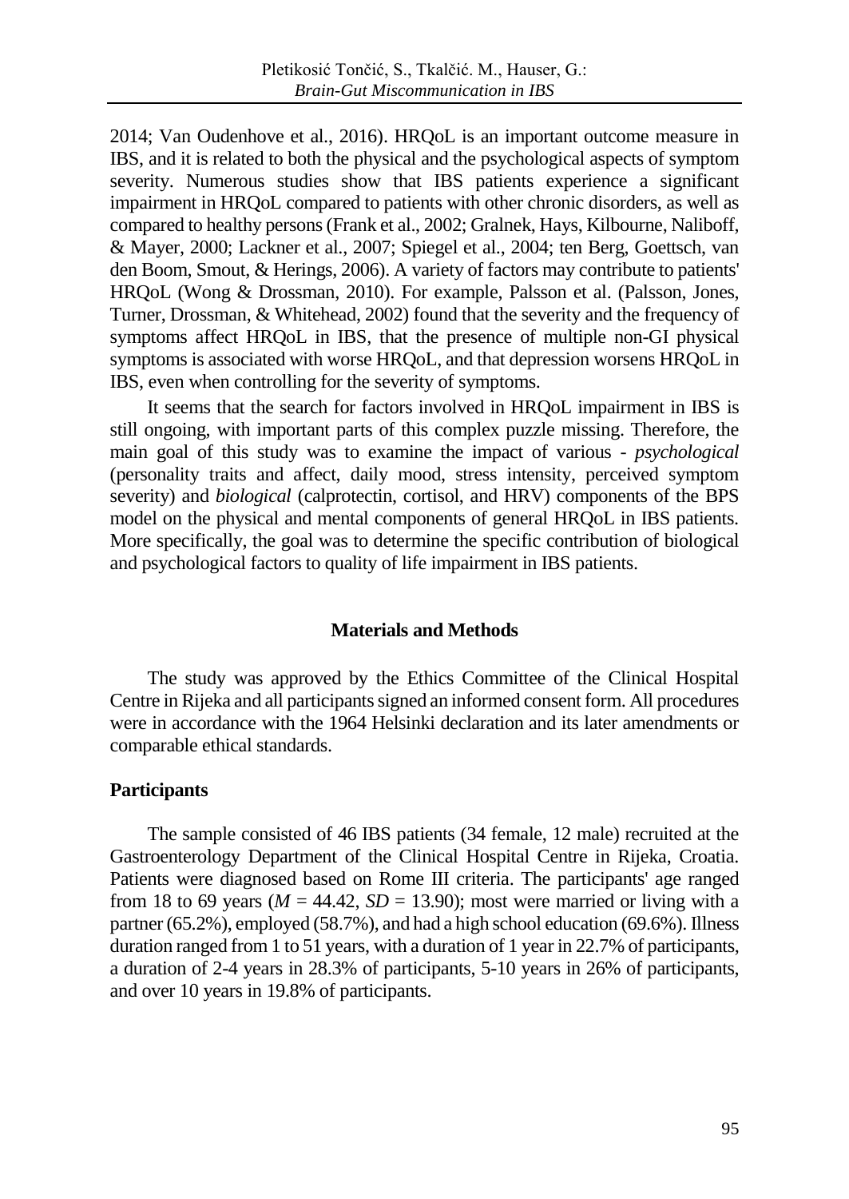2014; Van Oudenhove et al., 2016). HRQoL is an important outcome measure in IBS, and it is related to both the physical and the psychological aspects of symptom severity. Numerous studies show that IBS patients experience a significant impairment in HRQoL compared to patients with other chronic disorders, as well as compared to healthy persons (Frank et al., 2002; Gralnek, Hays, Kilbourne, Naliboff, & Mayer, 2000; Lackner et al., 2007; Spiegel et al., 2004; ten Berg, Goettsch, van den Boom, Smout, & Herings, 2006). A variety of factors may contribute to patients' HRQoL (Wong & Drossman, 2010). For example, Palsson et al. (Palsson, Jones, Turner, Drossman, & Whitehead, 2002) found that the severity and the frequency of symptoms affect HRQoL in IBS, that the presence of multiple non-GI physical symptoms is associated with worse HRQoL, and that depression worsens HRQoL in IBS, even when controlling for the severity of symptoms.

It seems that the search for factors involved in HRQoL impairment in IBS is still ongoing, with important parts of this complex puzzle missing. Therefore, the main goal of this study was to examine the impact of various - *psychological* (personality traits and affect, daily mood, stress intensity, perceived symptom severity) and *biological* (calprotectin, cortisol, and HRV) components of the BPS model on the physical and mental components of general HRQoL in IBS patients. More specifically, the goal was to determine the specific contribution of biological and psychological factors to quality of life impairment in IBS patients.

## Materials and Methods

The study was approved by the Ethics Committee of the Clinical Hospital Centre in Rijeka and all participants signed an informed consent form. All procedures were in accordance with the 1964 Helsinki declaration and its later amendments or comparable ethical standards.

### Participants

The sample consisted of 46 IBS patients (34 female, 12 male) recruited at the Gastroenterology Department of the Clinical Hospital Centre in Rijeka, Croatia. Patients were diagnosed based on Rome III criteria. The participants' age ranged from 18 to 69 years ($M$ = 44.42, $SD$ = 13.90); most were married or living with a partner (65.2%), employed (58.7%), and had a high school education (69.6%). Illness duration ranged from 1 to 51 years, with a duration of 1 year in 22.7% of participants, a duration of 2-4 years in 28.3% of participants, 5-10 years in 26% of participants, and over 10 years in 19.8% of participants.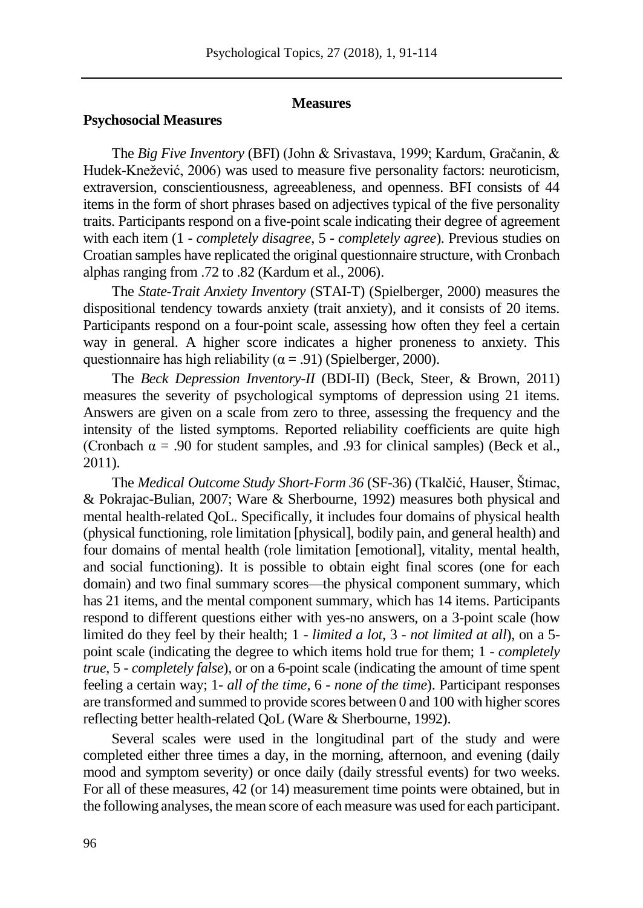## Measures

### Psychosocial Measures

The *Big Five Inventory* (BFI) (John & Srivastava, 1999; Kardum, Gračanin, & Hudek-Knežević, 2006) was used to measure five personality factors: neuroticism, extraversion, conscientiousness, agreeableness, and openness. BFI consists of 44 items in the form of short phrases based on adjectives typical of the five personality traits. Participants respond on a five-point scale indicating their degree of agreement with each item (1 - *completely disagree*, 5 - *completely agree*). Previous studies on Croatian samples have replicated the original questionnaire structure, with Cronbach alphas ranging from .72 to .82 (Kardum et al., 2006).

The *State-Trait Anxiety Inventory* (STAI-T) (Spielberger, 2000) measures the dispositional tendency towards anxiety (trait anxiety), and it consists of 20 items. Participants respond on a four-point scale, assessing how often they feel a certain way in general. A higher score indicates a higher proneness to anxiety. This questionnaire has high reliability ($\alpha = .91$) (Spielberger, 2000).

The *Beck Depression Inventory-II* (BDI-II) (Beck, Steer, & Brown, 2011) measures the severity of psychological symptoms of depression using 21 items. Answers are given on a scale from zero to three, assessing the frequency and the intensity of the listed symptoms. Reported reliability coefficients are quite high (Cronbach $\alpha = .90$ for student samples, and .93 for clinical samples) (Beck et al., 2011).

The *Medical Outcome Study Short-Form 36* (SF-36) (Tkalčić, Hauser, Štimac, & Pokrajac-Bulian, 2007; Ware & Sherbourne, 1992) measures both physical and mental health-related QoL. Specifically, it includes four domains of physical health (physical functioning, role limitation [physical], bodily pain, and general health) and four domains of mental health (role limitation [emotional], vitality, mental health, and social functioning). It is possible to obtain eight final scores (one for each domain) and two final summary scores—the physical component summary, which has 21 items, and the mental component summary, which has 14 items. Participants respond to different questions either with yes-no answers, on a 3-point scale (how limited do they feel by their health; 1 - *limited a lot*, 3 - *not limited at all*), on a 5-point scale (indicating the degree to which items hold true for them; 1 - *completely true*, 5 - *completely false*), or on a 6-point scale (indicating the amount of time spent feeling a certain way; 1- *all of the time*, 6 - *none of the time*). Participant responses are transformed and summed to provide scores between 0 and 100 with higher scores reflecting better health-related QoL (Ware & Sherbourne, 1992).

Several scales were used in the longitudinal part of the study and were completed either three times a day, in the morning, afternoon, and evening (daily mood and symptom severity) or once daily (daily stressful events) for two weeks. For all of these measures, 42 (or 14) measurement time points were obtained, but in the following analyses, the mean score of each measure was used for each participant.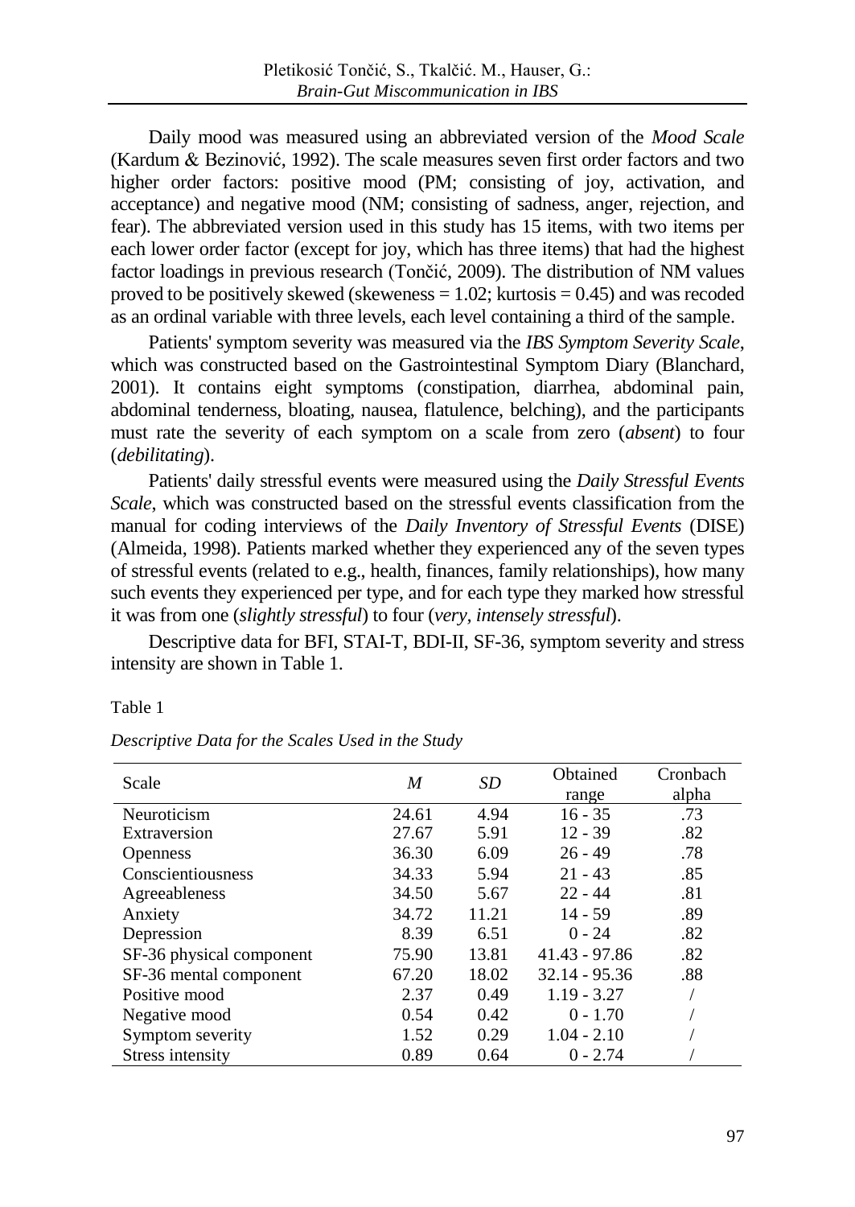Daily mood was measured using an abbreviated version of the *Mood Scale* (Kardum & Bezinović, 1992). The scale measures seven first order factors and two higher order factors: positive mood (PM; consisting of joy, activation, and acceptance) and negative mood (NM; consisting of sadness, anger, rejection, and fear). The abbreviated version used in this study has 15 items, with two items per each lower order factor (except for joy, which has three items) that had the highest factor loadings in previous research (Tončić, 2009). The distribution of NM values proved to be positively skewed (skeweness = 1.02; kurtosis = 0.45) and was recoded as an ordinal variable with three levels, each level containing a third of the sample.

Patients' symptom severity was measured via the *IBS Symptom Severity Scale*, which was constructed based on the Gastrointestinal Symptom Diary (Blanchard, 2001). It contains eight symptoms (constipation, diarrhea, abdominal pain, abdominal tenderness, bloating, nausea, flatulence, belching), and the participants must rate the severity of each symptom on a scale from zero (*absent*) to four (*debilitating*).

Patients' daily stressful events were measured using the *Daily Stressful Events Scale*, which was constructed based on the stressful events classification from the manual for coding interviews of the *Daily Inventory of Stressful Events* (DISE) (Almeida, 1998). Patients marked whether they experienced any of the seven types of stressful events (related to e.g., health, finances, family relationships), how many such events they experienced per type, and for each type they marked how stressful it was from one (*slightly stressful*) to four (*very, intensely stressful*).

Descriptive data for BFI, STAI-T, BDI-II, SF-36, symptom severity and stress intensity are shown in Table 1.

Table 1

*Descriptive Data for the Scales Used in the Study*

| Scale | *M* | *SD* | Obtained range | Cronbach alpha |
|---|---|---|---|---|
| Neuroticism | 24.61 | 4.94 | 16 - 35 | .73 |
| Extraversion | 27.67 | 5.91 | 12 - 39 | .82 |
| Openness | 36.30 | 6.09 | 26 - 49 | .78 |
| Conscientiousness | 34.33 | 5.94 | 21 - 43 | .85 |
| Agreeableness | 34.50 | 5.67 | 22 - 44 | .81 |
| Anxiety | 34.72 | 11.21 | 14 - 59 | .89 |
| Depression | 8.39 | 6.51 | 0 - 24 | .82 |
| SF-36 physical component | 75.90 | 13.81 | 41.43 - 97.86 | .82 |
| SF-36 mental component | 67.20 | 18.02 | 32.14 - 95.36 | .88 |
| Positive mood | 2.37 | 0.49 | 1.19 - 3.27 | / |
| Negative mood | 0.54 | 0.42 | 0 - 1.70 | / |
| Symptom severity | 1.52 | 0.29 | 1.04 - 2.10 | / |
| Stress intensity | 0.89 | 0.64 | 0 - 2.74 | / |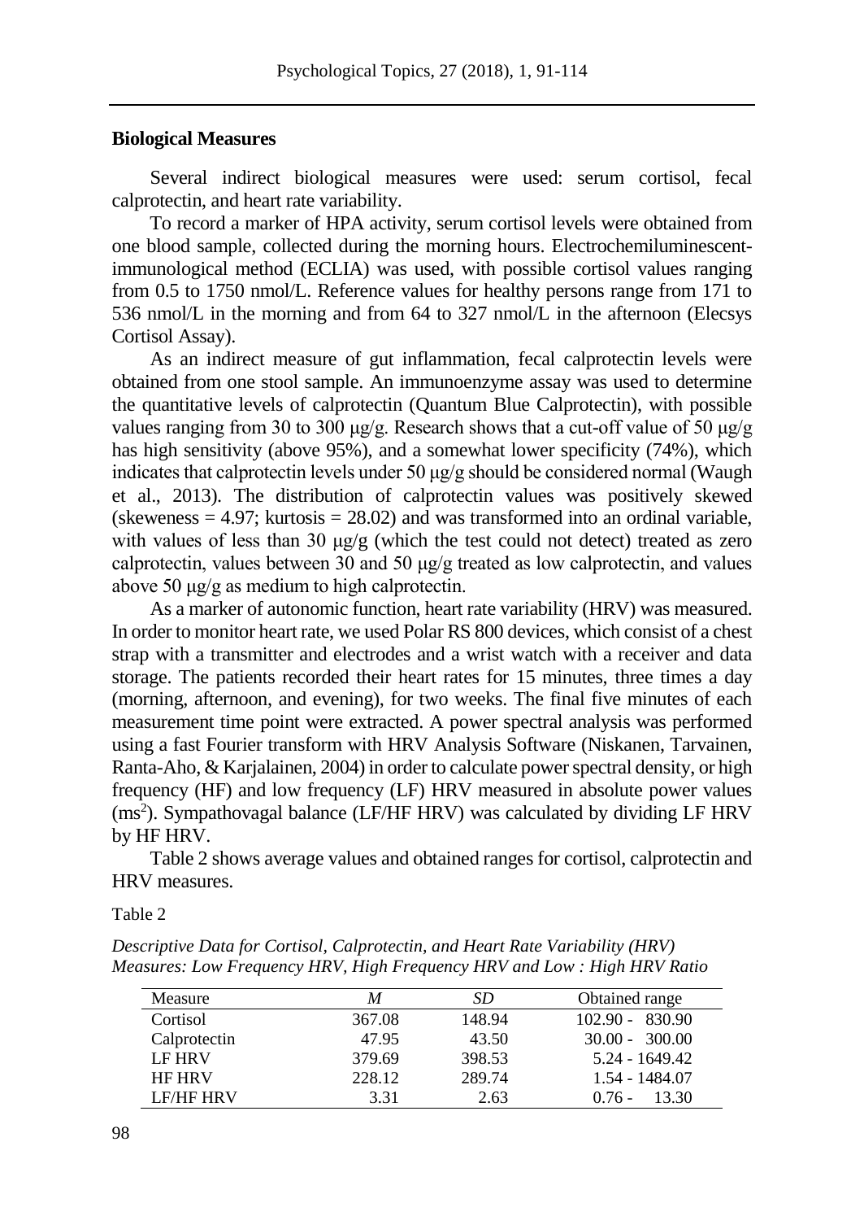## Biological Measures

Several indirect biological measures were used: serum cortisol, fecal calprotectin, and heart rate variability.

To record a marker of HPA activity, serum cortisol levels were obtained from one blood sample, collected during the morning hours. Electrochemiluminescent-immunological method (ECLIA) was used, with possible cortisol values ranging from 0.5 to 1750 nmol/L. Reference values for healthy persons range from 171 to 536 nmol/L in the morning and from 64 to 327 nmol/L in the afternoon (Elecsys Cortisol Assay).

As an indirect measure of gut inflammation, fecal calprotectin levels were obtained from one stool sample. An immunoenzyme assay was used to determine the quantitative levels of calprotectin (Quantum Blue Calprotectin), with possible values ranging from 30 to 300 μg/g. Research shows that a cut-off value of 50 μg/g has high sensitivity (above 95%), and a somewhat lower specificity (74%), which indicates that calprotectin levels under 50 μg/g should be considered normal (Waugh et al., 2013). The distribution of calprotectin values was positively skewed (skeweness = 4.97; kurtosis = 28.02) and was transformed into an ordinal variable, with values of less than 30 μg/g (which the test could not detect) treated as zero calprotectin, values between 30 and 50 μg/g treated as low calprotectin, and values above 50 μg/g as medium to high calprotectin.

As a marker of autonomic function, heart rate variability (HRV) was measured. In order to monitor heart rate, we used Polar RS 800 devices, which consist of a chest strap with a transmitter and electrodes and a wrist watch with a receiver and data storage. The patients recorded their heart rates for 15 minutes, three times a day (morning, afternoon, and evening), for two weeks. The final five minutes of each measurement time point were extracted. A power spectral analysis was performed using a fast Fourier transform with HRV Analysis Software (Niskanen, Tarvainen, Ranta-Aho, & Karjalainen, 2004) in order to calculate power spectral density, or high frequency (HF) and low frequency (LF) HRV measured in absolute power values ($ms^2$). Sympathovagal balance (LF/HF HRV) was calculated by dividing LF HRV by HF HRV.

Table 2 shows average values and obtained ranges for cortisol, calprotectin and HRV measures.

Table 2

*Descriptive Data for Cortisol, Calprotectin, and Heart Rate Variability (HRV) Measures: Low Frequency HRV, High Frequency HRV and Low : High HRV Ratio*

| Measure | *M* | *SD* | Obtained range |
|---|---|---|---|
| Cortisol | 367.08 | 148.94 | 102.90 - 830.90 |
| Calprotectin | 47.95 | 43.50 | 30.00 - 300.00 |
| LF HRV | 379.69 | 398.53 | 5.24 - 1649.42 |
| HF HRV | 228.12 | 289.74 | 1.54 - 1484.07 |
| LF/HF HRV | 3.31 | 2.63 | 0.76 - 13.30 |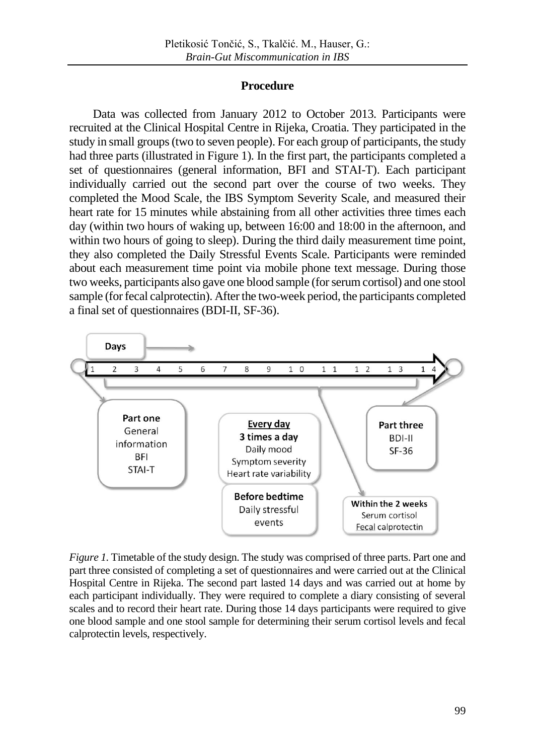## Procedure

Data was collected from January 2012 to October 2013. Participants were recruited at the Clinical Hospital Centre in Rijeka, Croatia. They participated in the study in small groups (two to seven people). For each group of participants, the study had three parts (illustrated in Figure 1). In the first part, the participants completed a set of questionnaires (general information, BFI and STAI-T). Each participant individually carried out the second part over the course of two weeks. They completed the Mood Scale, the IBS Symptom Severity Scale, and measured their heart rate for 15 minutes while abstaining from all other activities three times each day (within two hours of waking up, between 16:00 and 18:00 in the afternoon, and within two hours of going to sleep). During the third daily measurement time point, they also completed the Daily Stressful Events Scale. Participants were reminded about each measurement time point via mobile phone text message. During those two weeks, participants also gave one blood sample (for serum cortisol) and one stool sample (for fecal calprotectin). After the two-week period, the participants completed a final set of questionnaires (BDI-II, SF-36).

Days

1 2 3 4 5 6 7 8 9 10 11 12 13 14

**Part one**
General information
BFI
STAI-T

**Every day**
**3 times a day**
Daily mood
Symptom severity
Heart rate variability

**Before bedtime**
Daily stressful events

**Part three**
BDI-II
SF-36

**Within the 2 weeks**
Serum cortisol
Fecal calprotectin

*Figure 1.* Timetable of the study design. The study was comprised of three parts. Part one and part three consisted of completing a set of questionnaires and were carried out at the Clinical Hospital Centre in Rijeka. The second part lasted 14 days and was carried out at home by each participant individually. They were required to complete a diary consisting of several scales and to record their heart rate. During those 14 days participants were required to give one blood sample and one stool sample for determining their serum cortisol levels and fecal calprotectin levels, respectively.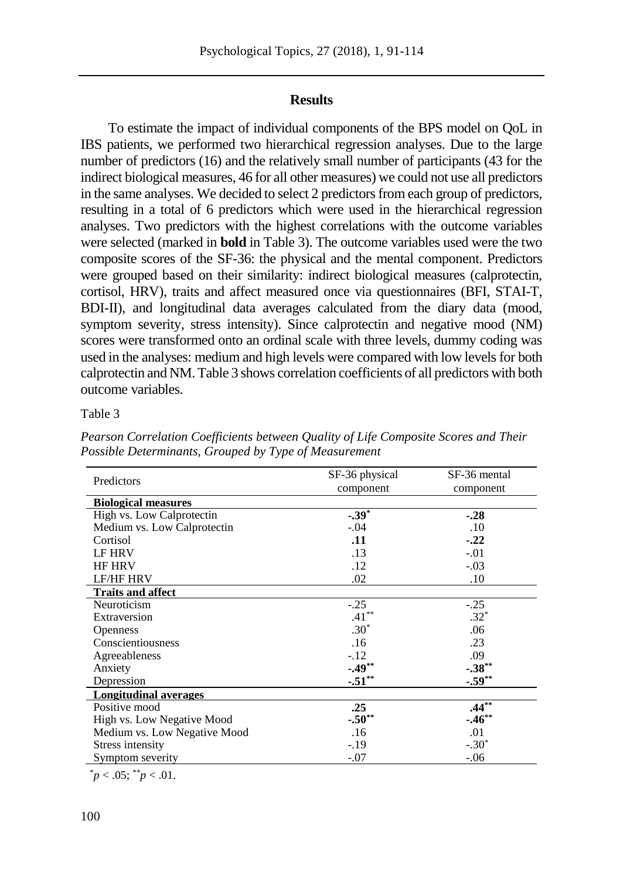## Results

To estimate the impact of individual components of the BPS model on QoL in IBS patients, we performed two hierarchical regression analyses. Due to the large number of predictors (16) and the relatively small number of participants (43 for the indirect biological measures, 46 for all other measures) we could not use all predictors in the same analyses. We decided to select 2 predictors from each group of predictors, resulting in a total of 6 predictors which were used in the hierarchical regression analyses. Two predictors with the highest correlations with the outcome variables were selected (marked in **bold** in Table 3). The outcome variables used were the two composite scores of the SF-36: the physical and the mental component. Predictors were grouped based on their similarity: indirect biological measures (calprotectin, cortisol, HRV), traits and affect measured once via questionnaires (BFI, STAI-T, BDI-II), and longitudinal data averages calculated from the diary data (mood, symptom severity, stress intensity). Since calprotectin and negative mood (NM) scores were transformed onto an ordinal scale with three levels, dummy coding was used in the analyses: medium and high levels were compared with low levels for both calprotectin and NM. Table 3 shows correlation coefficients of all predictors with both outcome variables.

Table 3

*Pearson Correlation Coefficients between Quality of Life Composite Scores and Their Possible Determinants, Grouped by Type of Measurement*

| Predictors | SF-36 physical component | SF-36 mental component |
|---|---|---|
| **Biological measures** | | |
| High vs. Low Calprotectin | **-.39$^{*}$** | **-.28** |
| Medium vs. Low Calprotectin | -.04 | .10 |
| Cortisol | **.11** | **-.22** |
| LF HRV | .13 | -.01 |
| HF HRV | .12 | -.03 |
| LF/HF HRV | .02 | .10 |
| **Traits and affect** | | |
| Neuroticism | -.25 | -.25 |
| Extraversion | .41$^{**}$ | .32$^{*}$ |
| Openness | .30$^{*}$ | .06 |
| Conscientiousness | .16 | .23 |
| Agreeableness | -.12 | .09 |
| Anxiety | **-.49$^{**}$** | **-.38$^{**}$** |
| Depression | **-.51$^{**}$** | **-.59$^{**}$** |
| **Longitudinal averages** | | |
| Positive mood | **.25** | **.44$^{**}$** |
| High vs. Low Negative Mood | **-.50$^{**}$** | **-.46$^{**}$** |
| Medium vs. Low Negative Mood | .16 | .01 |
| Stress intensity | -.19 | -.30$^{*}$ |
| Symptom severity | -.07 | -.06 |

$^{*}p < .05$; $^{**}p < .01$.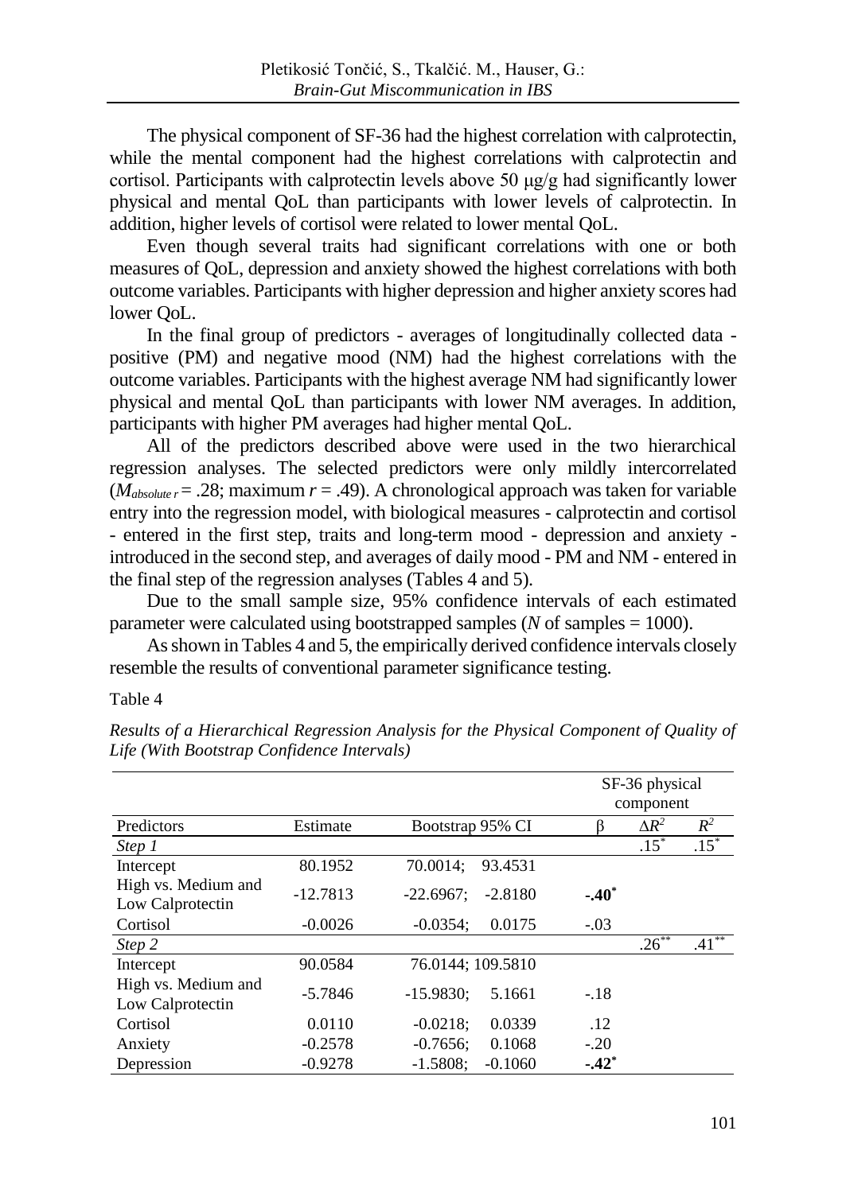The physical component of SF-36 had the highest correlation with calprotectin, while the mental component had the highest correlations with calprotectin and cortisol. Participants with calprotectin levels above 50 μg/g had significantly lower physical and mental QoL than participants with lower levels of calprotectin. In addition, higher levels of cortisol were related to lower mental QoL.

Even though several traits had significant correlations with one or both measures of QoL, depression and anxiety showed the highest correlations with both outcome variables. Participants with higher depression and higher anxiety scores had lower QoL.

In the final group of predictors - averages of longitudinally collected data - positive (PM) and negative mood (NM) had the highest correlations with the outcome variables. Participants with the highest average NM had significantly lower physical and mental QoL than participants with lower NM averages. In addition, participants with higher PM averages had higher mental QoL.

All of the predictors described above were used in the two hierarchical regression analyses. The selected predictors were only mildly intercorrelated ($M_{absolute\ r}$ = .28; maximum $r$ = .49). A chronological approach was taken for variable entry into the regression model, with biological measures - calprotectin and cortisol - entered in the first step, traits and long-term mood - depression and anxiety - introduced in the second step, and averages of daily mood - PM and NM - entered in the final step of the regression analyses (Tables 4 and 5).

Due to the small sample size, 95% confidence intervals of each estimated parameter were calculated using bootstrapped samples ($N$ of samples = 1000).

As shown in Tables 4 and 5, the empirically derived confidence intervals closely resemble the results of conventional parameter significance testing.

Table 4

*Results of a Hierarchical Regression Analysis for the Physical Component of Quality of Life (With Bootstrap Confidence Intervals)*

| | | | SF-36 physical component | | |
|---|---|---|---|---|---|
| Predictors | Estimate | Bootstrap 95% CI | β | $\Delta R^2$ | $R^2$ |
| *Step 1* | | | | .15* | .15* |
| Intercept | 80.1952 | 70.0014; 93.4531 | | | |
| High vs. Medium and Low Calprotectin | -12.7813 | -22.6967; -2.8180 | **-.40*** | | |
| Cortisol | -0.0026 | -0.0354; 0.0175 | -.03 | | |
| *Step 2* | | | | .26** | .41** |
| Intercept | 90.0584 | 76.0144; 109.5810 | | | |
| High vs. Medium and Low Calprotectin | -5.7846 | -15.9830; 5.1661 | -.18 | | |
| Cortisol | 0.0110 | -0.0218; 0.0339 | .12 | | |
| Anxiety | -0.2578 | -0.7656; 0.1068 | -.20 | | |
| Depression | -0.9278 | -1.5808; -0.1060 | **-.42*** | | |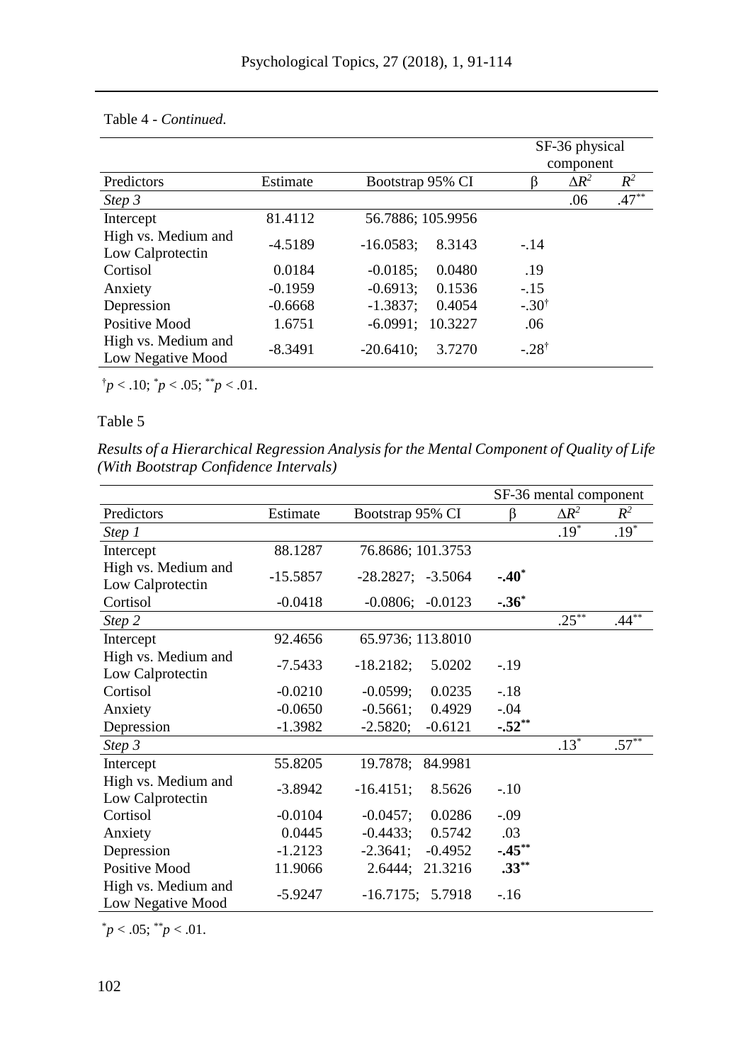Table 4 - *Continued.*

| | | | SF-36 physical component | | |
|---|---|---|---|---|---|
| Predictors | Estimate | Bootstrap 95% CI | β | $\Delta R^2$ | $R^2$ |
| *Step 3* | | | | .06 | .47** |
| Intercept | 81.4112 | 56.7886; 105.9956 | | | |
| High vs. Medium and Low Calprotectin | -4.5189 | -16.0583; 8.3143 | -.14 | | |
| Cortisol | 0.0184 | -0.0185; 0.0480 | .19 | | |
| Anxiety | -0.1959 | -0.6913; 0.1536 | -.15 | | |
| Depression | -0.6668 | -1.3837; 0.4054 | -.30† | | |
| Positive Mood | 1.6751 | -6.0991; 10.3227 | .06 | | |
| High vs. Medium and Low Negative Mood | -8.3491 | -20.6410; 3.7270 | -.28† | | |

†$p < .10$; *$p < .05$; **$p < .01$.

Table 5

*Results of a Hierarchical Regression Analysis for the Mental Component of Quality of Life (With Bootstrap Confidence Intervals)*

| | | | SF-36 mental component | | |
|---|---|---|---|---|---|
| Predictors | Estimate | Bootstrap 95% CI | β | $\Delta R^2$ | $R^2$ |
| *Step 1* | | | | .19* | .19* |
| Intercept | 88.1287 | 76.8686; 101.3753 | | | |
| High vs. Medium and Low Calprotectin | -15.5857 | -28.2827; -3.5064 | **-.40*** | | |
| Cortisol | -0.0418 | -0.0806; -0.0123 | **-.36*** | | |
| *Step 2* | | | | .25** | .44** |
| Intercept | 92.4656 | 65.9736; 113.8010 | | | |
| High vs. Medium and Low Calprotectin | -7.5433 | -18.2182; 5.0202 | -.19 | | |
| Cortisol | -0.0210 | -0.0599; 0.0235 | -.18 | | |
| Anxiety | -0.0650 | -0.5661; 0.4929 | -.04 | | |
| Depression | -1.3982 | -2.5820; -0.6121 | **-.52**** | | |
| *Step 3* | | | | .13* | .57** |
| Intercept | 55.8205 | 19.7878; 84.9981 | | | |
| High vs. Medium and Low Calprotectin | -3.8942 | -16.4151; 8.5626 | -.10 | | |
| Cortisol | -0.0104 | -0.0457; 0.0286 | -.09 | | |
| Anxiety | 0.0445 | -0.4433; 0.5742 | .03 | | |
| Depression | -1.2123 | -2.3641; -0.4952 | **-.45**** | | |
| Positive Mood | 11.9066 | 2.6444; 21.3216 | **.33**** | | |
| High vs. Medium and Low Negative Mood | -5.9247 | -16.7175; 5.7918 | -.16 | | |

*$p < .05$; **$p < .01$.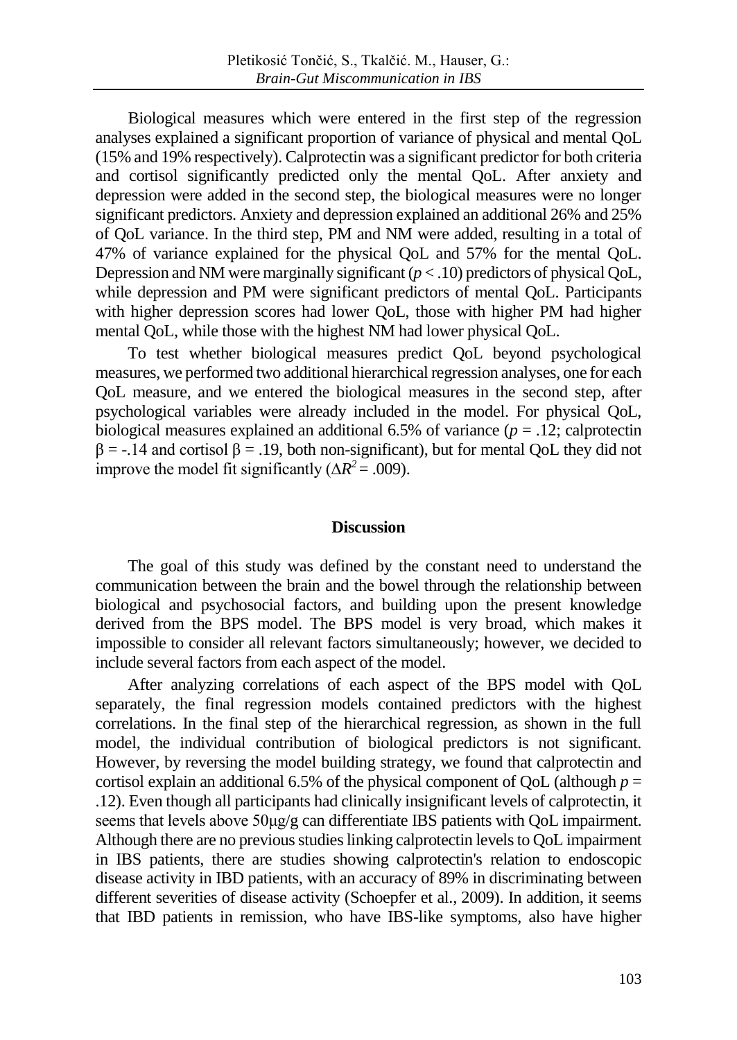Biological measures which were entered in the first step of the regression analyses explained a significant proportion of variance of physical and mental QoL (15% and 19% respectively). Calprotectin was a significant predictor for both criteria and cortisol significantly predicted only the mental QoL. After anxiety and depression were added in the second step, the biological measures were no longer significant predictors. Anxiety and depression explained an additional 26% and 25% of QoL variance. In the third step, PM and NM were added, resulting in a total of 47% of variance explained for the physical QoL and 57% for the mental QoL. Depression and NM were marginally significant ($p < .10$) predictors of physical QoL, while depression and PM were significant predictors of mental QoL. Participants with higher depression scores had lower QoL, those with higher PM had higher mental QoL, while those with the highest NM had lower physical QoL.

To test whether biological measures predict QoL beyond psychological measures, we performed two additional hierarchical regression analyses, one for each QoL measure, and we entered the biological measures in the second step, after psychological variables were already included in the model. For physical QoL, biological measures explained an additional 6.5% of variance ($p = .12$; calprotectin $\beta = -.14$ and cortisol $\beta = .19$, both non-significant), but for mental QoL they did not improve the model fit significantly ($\Delta R^2 = .009$).

## Discussion

The goal of this study was defined by the constant need to understand the communication between the brain and the bowel through the relationship between biological and psychosocial factors, and building upon the present knowledge derived from the BPS model. The BPS model is very broad, which makes it impossible to consider all relevant factors simultaneously; however, we decided to include several factors from each aspect of the model.

After analyzing correlations of each aspect of the BPS model with QoL separately, the final regression models contained predictors with the highest correlations. In the final step of the hierarchical regression, as shown in the full model, the individual contribution of biological predictors is not significant. However, by reversing the model building strategy, we found that calprotectin and cortisol explain an additional 6.5% of the physical component of QoL (although $p = .12$). Even though all participants had clinically insignificant levels of calprotectin, it seems that levels above 50μg/g can differentiate IBS patients with QoL impairment. Although there are no previous studies linking calprotectin levels to QoL impairment in IBS patients, there are studies showing calprotectin's relation to endoscopic disease activity in IBD patients, with an accuracy of 89% in discriminating between different severities of disease activity (Schoepfer et al., 2009). In addition, it seems that IBD patients in remission, who have IBS-like symptoms, also have higher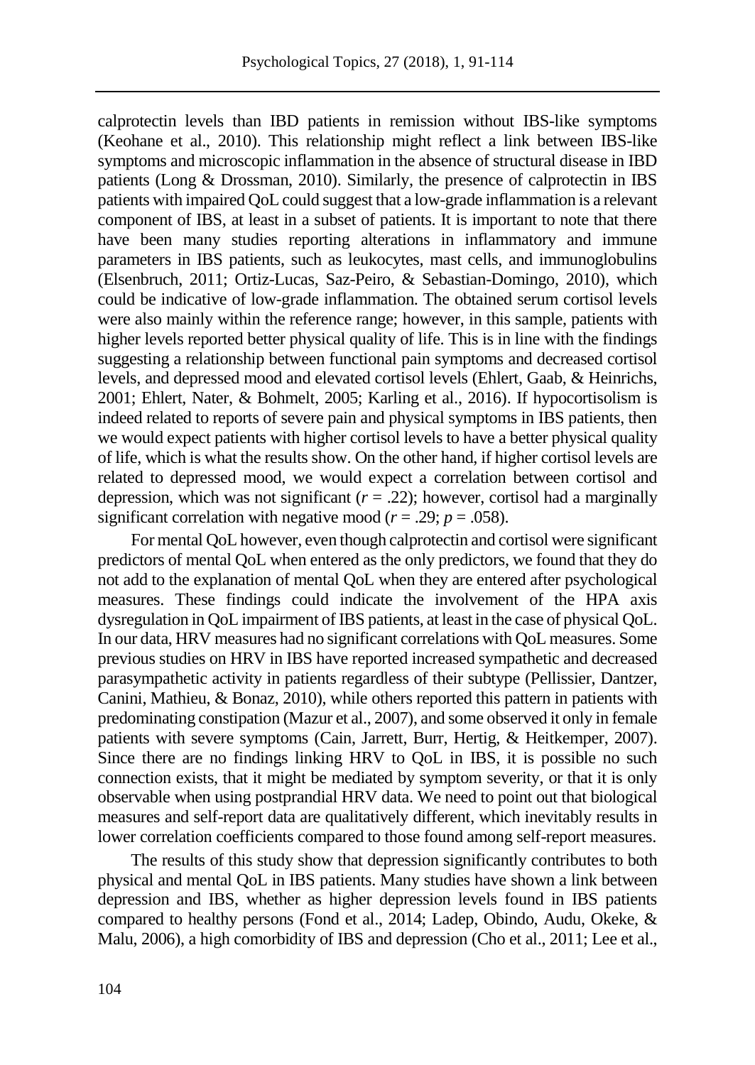calprotectin levels than IBD patients in remission without IBS-like symptoms (Keohane et al., 2010). This relationship might reflect a link between IBS-like symptoms and microscopic inflammation in the absence of structural disease in IBD patients (Long & Drossman, 2010). Similarly, the presence of calprotectin in IBS patients with impaired QoL could suggest that a low-grade inflammation is a relevant component of IBS, at least in a subset of patients. It is important to note that there have been many studies reporting alterations in inflammatory and immune parameters in IBS patients, such as leukocytes, mast cells, and immunoglobulins (Elsenbruch, 2011; Ortiz-Lucas, Saz-Peiro, & Sebastian-Domingo, 2010), which could be indicative of low-grade inflammation. The obtained serum cortisol levels were also mainly within the reference range; however, in this sample, patients with higher levels reported better physical quality of life. This is in line with the findings suggesting a relationship between functional pain symptoms and decreased cortisol levels, and depressed mood and elevated cortisol levels (Ehlert, Gaab, & Heinrichs, 2001; Ehlert, Nater, & Bohmelt, 2005; Karling et al., 2016). If hypocortisolism is indeed related to reports of severe pain and physical symptoms in IBS patients, then we would expect patients with higher cortisol levels to have a better physical quality of life, which is what the results show. On the other hand, if higher cortisol levels are related to depressed mood, we would expect a correlation between cortisol and depression, which was not significant ($r$ = .22); however, cortisol had a marginally significant correlation with negative mood ($r$ = .29; $p$ = .058).

For mental QoL however, even though calprotectin and cortisol were significant predictors of mental QoL when entered as the only predictors, we found that they do not add to the explanation of mental QoL when they are entered after psychological measures. These findings could indicate the involvement of the HPA axis dysregulation in QoL impairment of IBS patients, at least in the case of physical QoL. In our data, HRV measures had no significant correlations with QoL measures. Some previous studies on HRV in IBS have reported increased sympathetic and decreased parasympathetic activity in patients regardless of their subtype (Pellissier, Dantzer, Canini, Mathieu, & Bonaz, 2010), while others reported this pattern in patients with predominating constipation (Mazur et al., 2007), and some observed it only in female patients with severe symptoms (Cain, Jarrett, Burr, Hertig, & Heitkemper, 2007). Since there are no findings linking HRV to QoL in IBS, it is possible no such connection exists, that it might be mediated by symptom severity, or that it is only observable when using postprandial HRV data. We need to point out that biological measures and self-report data are qualitatively different, which inevitably results in lower correlation coefficients compared to those found among self-report measures.

The results of this study show that depression significantly contributes to both physical and mental QoL in IBS patients. Many studies have shown a link between depression and IBS, whether as higher depression levels found in IBS patients compared to healthy persons (Fond et al., 2014; Ladep, Obindo, Audu, Okeke, & Malu, 2006), a high comorbidity of IBS and depression (Cho et al., 2011; Lee et al.,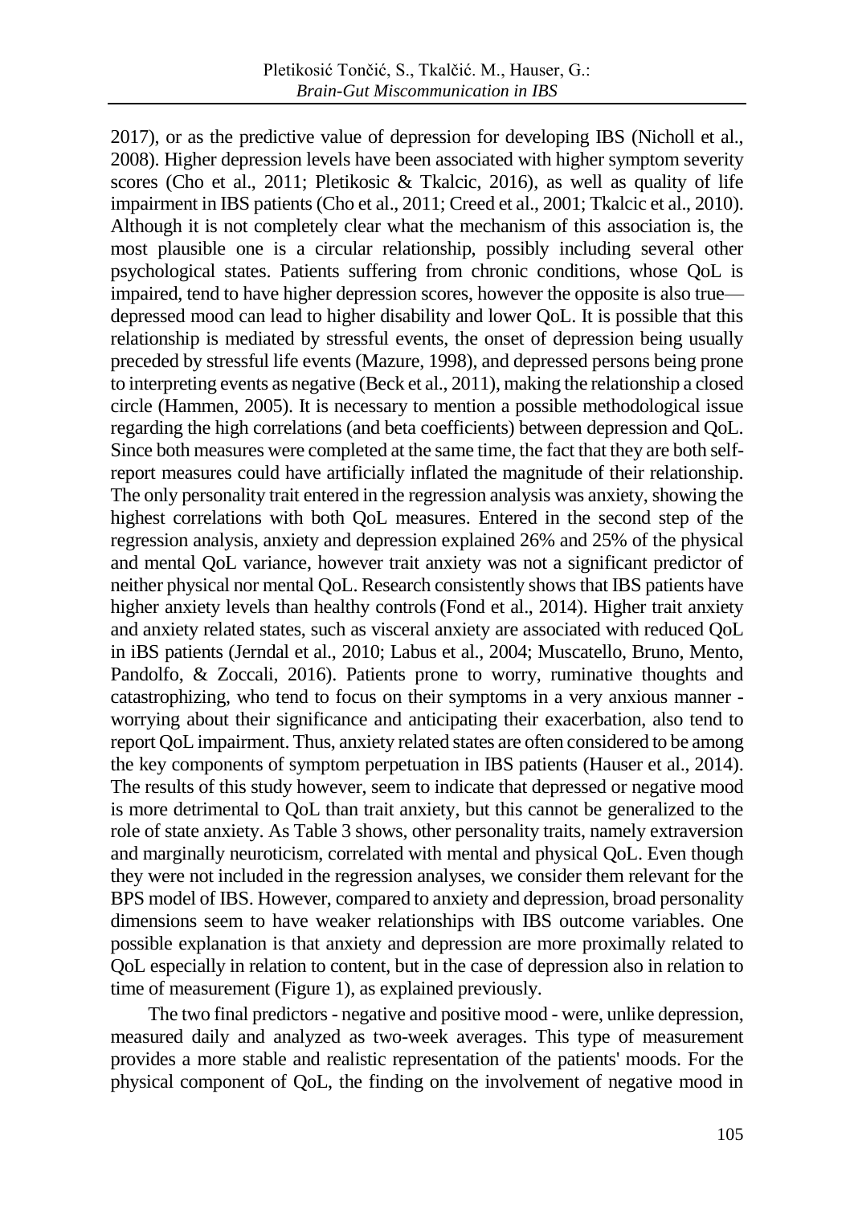2017), or as the predictive value of depression for developing IBS (Nicholl et al., 2008). Higher depression levels have been associated with higher symptom severity scores (Cho et al., 2011; Pletikosic & Tkalcic, 2016), as well as quality of life impairment in IBS patients (Cho et al., 2011; Creed et al., 2001; Tkalcic et al., 2010). Although it is not completely clear what the mechanism of this association is, the most plausible one is a circular relationship, possibly including several other psychological states. Patients suffering from chronic conditions, whose QoL is impaired, tend to have higher depression scores, however the opposite is also true—depressed mood can lead to higher disability and lower QoL. It is possible that this relationship is mediated by stressful events, the onset of depression being usually preceded by stressful life events (Mazure, 1998), and depressed persons being prone to interpreting events as negative (Beck et al., 2011), making the relationship a closed circle (Hammen, 2005). It is necessary to mention a possible methodological issue regarding the high correlations (and beta coefficients) between depression and QoL. Since both measures were completed at the same time, the fact that they are both self-report measures could have artificially inflated the magnitude of their relationship. The only personality trait entered in the regression analysis was anxiety, showing the highest correlations with both QoL measures. Entered in the second step of the regression analysis, anxiety and depression explained 26% and 25% of the physical and mental QoL variance, however trait anxiety was not a significant predictor of neither physical nor mental QoL. Research consistently shows that IBS patients have higher anxiety levels than healthy controls (Fond et al., 2014). Higher trait anxiety and anxiety related states, such as visceral anxiety are associated with reduced QoL in iBS patients (Jerndal et al., 2010; Labus et al., 2004; Muscatello, Bruno, Mento, Pandolfo, & Zoccali, 2016). Patients prone to worry, ruminative thoughts and catastrophizing, who tend to focus on their symptoms in a very anxious manner - worrying about their significance and anticipating their exacerbation, also tend to report QoL impairment. Thus, anxiety related states are often considered to be among the key components of symptom perpetuation in IBS patients (Hauser et al., 2014). The results of this study however, seem to indicate that depressed or negative mood is more detrimental to QoL than trait anxiety, but this cannot be generalized to the role of state anxiety. As Table 3 shows, other personality traits, namely extraversion and marginally neuroticism, correlated with mental and physical QoL. Even though they were not included in the regression analyses, we consider them relevant for the BPS model of IBS. However, compared to anxiety and depression, broad personality dimensions seem to have weaker relationships with IBS outcome variables. One possible explanation is that anxiety and depression are more proximally related to QoL especially in relation to content, but in the case of depression also in relation to time of measurement (Figure 1), as explained previously.

The two final predictors - negative and positive mood - were, unlike depression, measured daily and analyzed as two-week averages. This type of measurement provides a more stable and realistic representation of the patients' moods. For the physical component of QoL, the finding on the involvement of negative mood in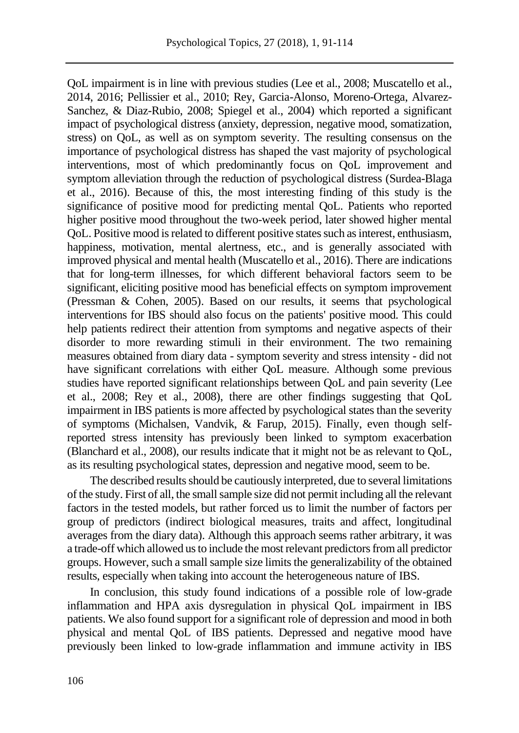QoL impairment is in line with previous studies (Lee et al., 2008; Muscatello et al., 2014, 2016; Pellissier et al., 2010; Rey, Garcia-Alonso, Moreno-Ortega, Alvarez-Sanchez, & Diaz-Rubio, 2008; Spiegel et al., 2004) which reported a significant impact of psychological distress (anxiety, depression, negative mood, somatization, stress) on QoL, as well as on symptom severity. The resulting consensus on the importance of psychological distress has shaped the vast majority of psychological interventions, most of which predominantly focus on QoL improvement and symptom alleviation through the reduction of psychological distress (Surdea-Blaga et al., 2016). Because of this, the most interesting finding of this study is the significance of positive mood for predicting mental QoL. Patients who reported higher positive mood throughout the two-week period, later showed higher mental QoL. Positive mood is related to different positive states such as interest, enthusiasm, happiness, motivation, mental alertness, etc., and is generally associated with improved physical and mental health (Muscatello et al., 2016). There are indications that for long-term illnesses, for which different behavioral factors seem to be significant, eliciting positive mood has beneficial effects on symptom improvement (Pressman & Cohen, 2005). Based on our results, it seems that psychological interventions for IBS should also focus on the patients' positive mood. This could help patients redirect their attention from symptoms and negative aspects of their disorder to more rewarding stimuli in their environment. The two remaining measures obtained from diary data - symptom severity and stress intensity - did not have significant correlations with either QoL measure. Although some previous studies have reported significant relationships between QoL and pain severity (Lee et al., 2008; Rey et al., 2008), there are other findings suggesting that QoL impairment in IBS patients is more affected by psychological states than the severity of symptoms (Michalsen, Vandvik, & Farup, 2015). Finally, even though self-reported stress intensity has previously been linked to symptom exacerbation (Blanchard et al., 2008), our results indicate that it might not be as relevant to QoL, as its resulting psychological states, depression and negative mood, seem to be.

The described results should be cautiously interpreted, due to several limitations of the study. First of all, the small sample size did not permit including all the relevant factors in the tested models, but rather forced us to limit the number of factors per group of predictors (indirect biological measures, traits and affect, longitudinal averages from the diary data). Although this approach seems rather arbitrary, it was a trade-off which allowed us to include the most relevant predictors from all predictor groups. However, such a small sample size limits the generalizability of the obtained results, especially when taking into account the heterogeneous nature of IBS.

In conclusion, this study found indications of a possible role of low-grade inflammation and HPA axis dysregulation in physical QoL impairment in IBS patients. We also found support for a significant role of depression and mood in both physical and mental QoL of IBS patients. Depressed and negative mood have previously been linked to low-grade inflammation and immune activity in IBS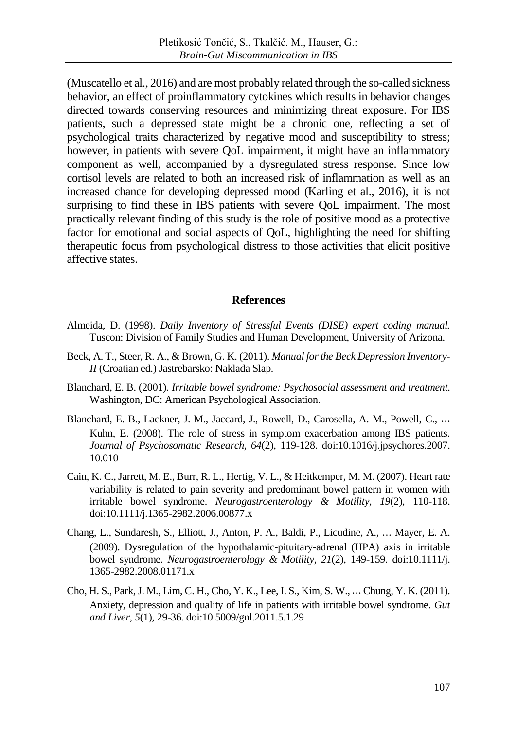(Muscatello et al., 2016) and are most probably related through the so-called sickness behavior, an effect of proinflammatory cytokines which results in behavior changes directed towards conserving resources and minimizing threat exposure. For IBS patients, such a depressed state might be a chronic one, reflecting a set of psychological traits characterized by negative mood and susceptibility to stress; however, in patients with severe QoL impairment, it might have an inflammatory component as well, accompanied by a dysregulated stress response. Since low cortisol levels are related to both an increased risk of inflammation as well as an increased chance for developing depressed mood (Karling et al., 2016), it is not surprising to find these in IBS patients with severe QoL impairment. The most practically relevant finding of this study is the role of positive mood as a protective factor for emotional and social aspects of QoL, highlighting the need for shifting therapeutic focus from psychological distress to those activities that elicit positive affective states.

## References

Almeida, D. (1998). *Daily Inventory of Stressful Events (DISE) expert coding manual.* Tuscon: Division of Family Studies and Human Development, University of Arizona.

Beck, A. T., Steer, R. A., & Brown, G. K. (2011). *Manual for the Beck Depression Inventory-II* (Croatian ed.) Jastrebarsko: Naklada Slap.

Blanchard, E. B. (2001). *Irritable bowel syndrome: Psychosocial assessment and treatment.* Washington, DC: American Psychological Association.

Blanchard, E. B., Lackner, J. M., Jaccard, J., Rowell, D., Carosella, A. M., Powell, C., … Kuhn, E. (2008). The role of stress in symptom exacerbation among IBS patients. *Journal of Psychosomatic Research, 64*(2), 119-128. doi:10.1016/j.jpsychores.2007.10.010

Cain, K. C., Jarrett, M. E., Burr, R. L., Hertig, V. L., & Heitkemper, M. M. (2007). Heart rate variability is related to pain severity and predominant bowel pattern in women with irritable bowel syndrome. *Neurogastroenterology & Motility, 19*(2), 110-118. doi:10.1111/j.1365-2982.2006.00877.x

Chang, L., Sundaresh, S., Elliott, J., Anton, P. A., Baldi, P., Licudine, A., … Mayer, E. A. (2009). Dysregulation of the hypothalamic-pituitary-adrenal (HPA) axis in irritable bowel syndrome. *Neurogastroenterology & Motility, 21*(2), 149-159. doi:10.1111/j.1365-2982.2008.01171.x

Cho, H. S., Park, J. M., Lim, C. H., Cho, Y. K., Lee, I. S., Kim, S. W., … Chung, Y. K. (2011). Anxiety, depression and quality of life in patients with irritable bowel syndrome. *Gut and Liver, 5*(1), 29-36. doi:10.5009/gnl.2011.5.1.29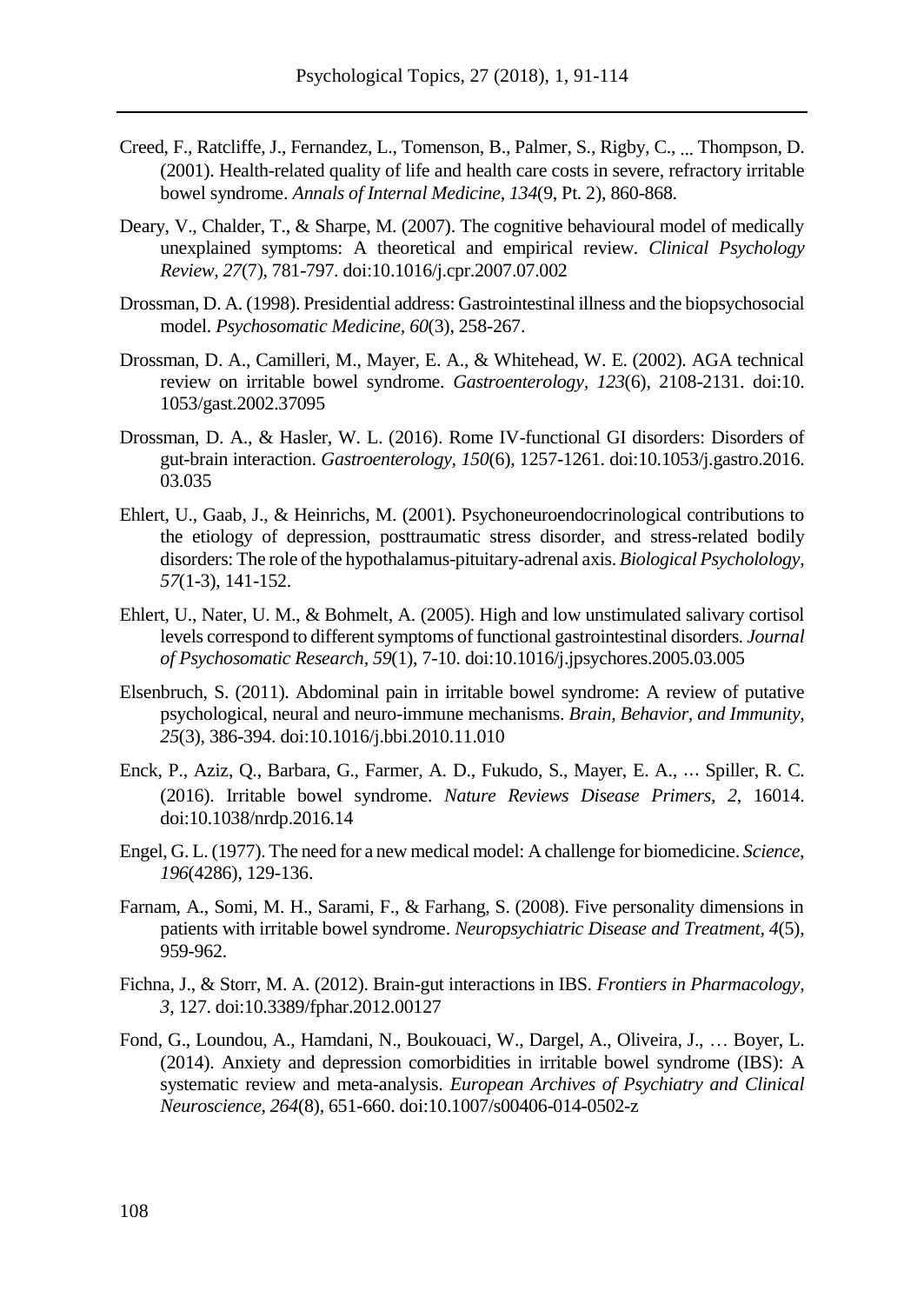Creed, F., Ratcliffe, J., Fernandez, L., Tomenson, B., Palmer, S., Rigby, C., ... Thompson, D. (2001). Health-related quality of life and health care costs in severe, refractory irritable bowel syndrome. *Annals of Internal Medicine*, *134*(9, Pt. 2), 860-868.

Deary, V., Chalder, T., & Sharpe, M. (2007). The cognitive behavioural model of medically unexplained symptoms: A theoretical and empirical review. *Clinical Psychology Review*, *27*(7), 781-797. doi:10.1016/j.cpr.2007.07.002

Drossman, D. A. (1998). Presidential address: Gastrointestinal illness and the biopsychosocial model. *Psychosomatic Medicine*, *60*(3), 258-267.

Drossman, D. A., Camilleri, M., Mayer, E. A., & Whitehead, W. E. (2002). AGA technical review on irritable bowel syndrome. *Gastroenterology*, *123*(6), 2108-2131. doi:10.1053/gast.2002.37095

Drossman, D. A., & Hasler, W. L. (2016). Rome IV-functional GI disorders: Disorders of gut-brain interaction. *Gastroenterology*, *150*(6), 1257-1261. doi:10.1053/j.gastro.2016.03.035

Ehlert, U., Gaab, J., & Heinrichs, M. (2001). Psychoneuroendocrinological contributions to the etiology of depression, posttraumatic stress disorder, and stress-related bodily disorders: The role of the hypothalamus-pituitary-adrenal axis. *Biological Psycholology*, *57*(1-3), 141-152.

Ehlert, U., Nater, U. M., & Bohmelt, A. (2005). High and low unstimulated salivary cortisol levels correspond to different symptoms of functional gastrointestinal disorders. *Journal of Psychosomatic Research*, *59*(1), 7-10. doi:10.1016/j.jpsychores.2005.03.005

Elsenbruch, S. (2011). Abdominal pain in irritable bowel syndrome: A review of putative psychological, neural and neuro-immune mechanisms. *Brain, Behavior, and Immunity*, *25*(3), 386-394. doi:10.1016/j.bbi.2010.11.010

Enck, P., Aziz, Q., Barbara, G., Farmer, A. D., Fukudo, S., Mayer, E. A., … Spiller, R. C. (2016). Irritable bowel syndrome. *Nature Reviews Disease Primers*, *2*, 16014. doi:10.1038/nrdp.2016.14

Engel, G. L. (1977). The need for a new medical model: A challenge for biomedicine. *Science*, *196*(4286), 129-136.

Farnam, A., Somi, M. H., Sarami, F., & Farhang, S. (2008). Five personality dimensions in patients with irritable bowel syndrome. *Neuropsychiatric Disease and Treatment*, *4*(5), 959-962.

Fichna, J., & Storr, M. A. (2012). Brain-gut interactions in IBS. *Frontiers in Pharmacology*, *3*, 127. doi:10.3389/fphar.2012.00127

Fond, G., Loundou, A., Hamdani, N., Boukouaci, W., Dargel, A., Oliveira, J., … Boyer, L. (2014). Anxiety and depression comorbidities in irritable bowel syndrome (IBS): A systematic review and meta-analysis. *European Archives of Psychiatry and Clinical Neuroscience*, *264*(8), 651-660. doi:10.1007/s00406-014-0502-z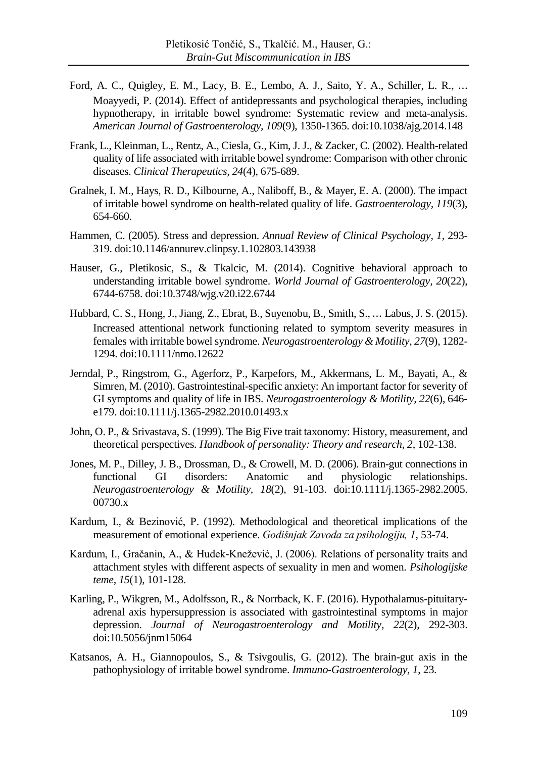Ford, A. C., Quigley, E. M., Lacy, B. E., Lembo, A. J., Saito, Y. A., Schiller, L. R., … Moayyedi, P. (2014). Effect of antidepressants and psychological therapies, including hypnotherapy, in irritable bowel syndrome: Systematic review and meta-analysis. *American Journal of Gastroenterology, 109*(9), 1350-1365. doi:10.1038/ajg.2014.148

Frank, L., Kleinman, L., Rentz, A., Ciesla, G., Kim, J. J., & Zacker, C. (2002). Health-related quality of life associated with irritable bowel syndrome: Comparison with other chronic diseases. *Clinical Therapeutics, 24*(4), 675-689.

Gralnek, I. M., Hays, R. D., Kilbourne, A., Naliboff, B., & Mayer, E. A. (2000). The impact of irritable bowel syndrome on health-related quality of life. *Gastroenterology, 119*(3), 654-660.

Hammen, C. (2005). Stress and depression. *Annual Review of Clinical Psychology, 1*, 293-319. doi:10.1146/annurev.clinpsy.1.102803.143938

Hauser, G., Pletikosic, S., & Tkalcic, M. (2014). Cognitive behavioral approach to understanding irritable bowel syndrome. *World Journal of Gastroenterology, 20*(22), 6744-6758. doi:10.3748/wjg.v20.i22.6744

Hubbard, C. S., Hong, J., Jiang, Z., Ebrat, B., Suyenobu, B., Smith, S., … Labus, J. S. (2015). Increased attentional network functioning related to symptom severity measures in females with irritable bowel syndrome. *Neurogastroenterology & Motility, 27*(9), 1282-1294. doi:10.1111/nmo.12622

Jerndal, P., Ringstrom, G., Agerforz, P., Karpefors, M., Akkermans, L. M., Bayati, A., & Simren, M. (2010). Gastrointestinal-specific anxiety: An important factor for severity of GI symptoms and quality of life in IBS. *Neurogastroenterology & Motility, 22*(6), 646-e179. doi:10.1111/j.1365-2982.2010.01493.x

John, O. P., & Srivastava, S. (1999). The Big Five trait taxonomy: History, measurement, and theoretical perspectives. *Handbook of personality: Theory and research, 2*, 102-138.

Jones, M. P., Dilley, J. B., Drossman, D., & Crowell, M. D. (2006). Brain-gut connections in functional GI disorders: Anatomic and physiologic relationships. *Neurogastroenterology & Motility, 18*(2), 91-103. doi:10.1111/j.1365-2982.2005.00730.x

Kardum, I., & Bezinović, P. (1992). Methodological and theoretical implications of the measurement of emotional experience. *Godišnjak Zavoda za psihologiju, 1*, 53-74.

Kardum, I., Gračanin, A., & Hudek-Knežević, J. (2006). Relations of personality traits and attachment styles with different aspects of sexuality in men and women. *Psihologijske teme, 15*(1), 101-128.

Karling, P., Wikgren, M., Adolfsson, R., & Norrback, K. F. (2016). Hypothalamus-pituitary-adrenal axis hypersuppression is associated with gastrointestinal symptoms in major depression. *Journal of Neurogastroenterology and Motility, 22*(2), 292-303. doi:10.5056/jnm15064

Katsanos, A. H., Giannopoulos, S., & Tsivgoulis, G. (2012). The brain-gut axis in the pathophysiology of irritable bowel syndrome. *Immuno-Gastroenterology, 1*, 23.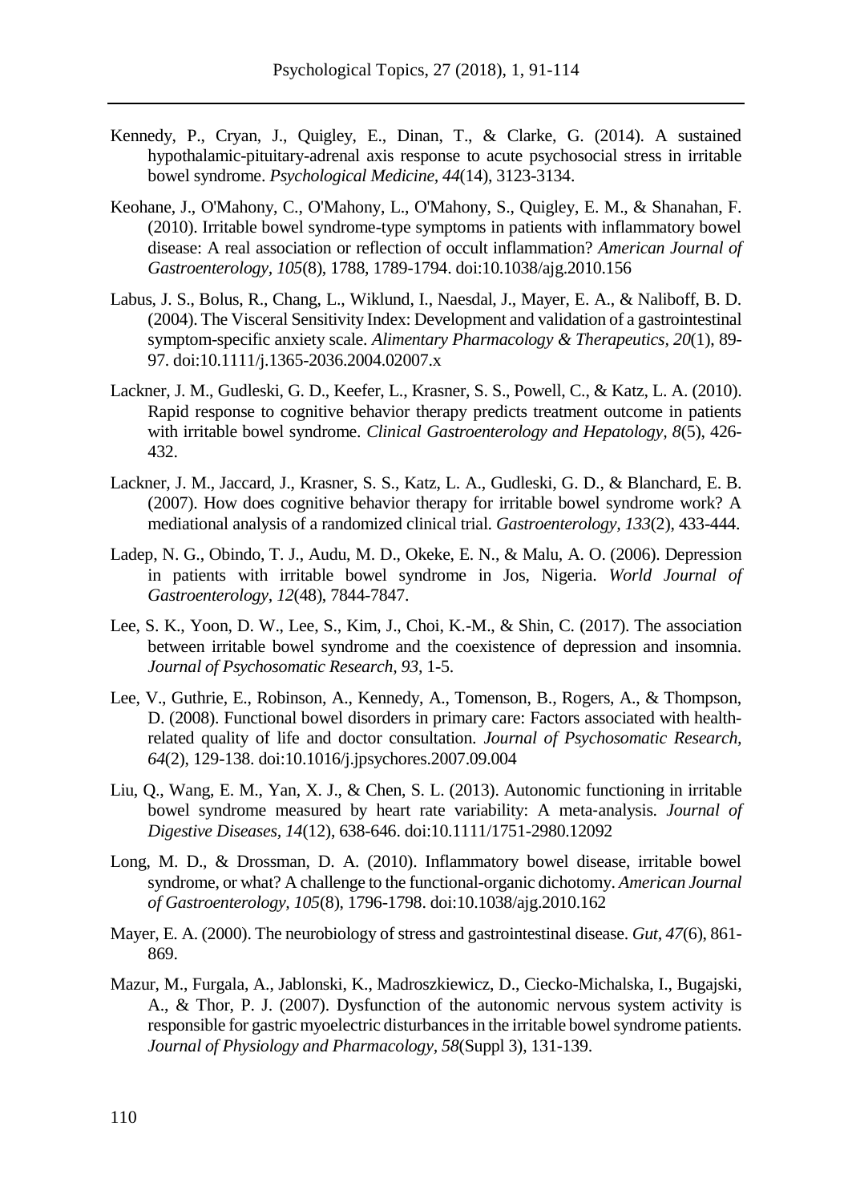Kennedy, P., Cryan, J., Quigley, E., Dinan, T., & Clarke, G. (2014). A sustained hypothalamic-pituitary-adrenal axis response to acute psychosocial stress in irritable bowel syndrome. *Psychological Medicine*, *44*(14), 3123-3134.

Keohane, J., O'Mahony, C., O'Mahony, L., O'Mahony, S., Quigley, E. M., & Shanahan, F. (2010). Irritable bowel syndrome-type symptoms in patients with inflammatory bowel disease: A real association or reflection of occult inflammation? *American Journal of Gastroenterology*, *105*(8), 1788, 1789-1794. doi:10.1038/ajg.2010.156

Labus, J. S., Bolus, R., Chang, L., Wiklund, I., Naesdal, J., Mayer, E. A., & Naliboff, B. D. (2004). The Visceral Sensitivity Index: Development and validation of a gastrointestinal symptom-specific anxiety scale. *Alimentary Pharmacology & Therapeutics*, *20*(1), 89-97. doi:10.1111/j.1365-2036.2004.02007.x

Lackner, J. M., Gudleski, G. D., Keefer, L., Krasner, S. S., Powell, C., & Katz, L. A. (2010). Rapid response to cognitive behavior therapy predicts treatment outcome in patients with irritable bowel syndrome. *Clinical Gastroenterology and Hepatology*, *8*(5), 426-432.

Lackner, J. M., Jaccard, J., Krasner, S. S., Katz, L. A., Gudleski, G. D., & Blanchard, E. B. (2007). How does cognitive behavior therapy for irritable bowel syndrome work? A mediational analysis of a randomized clinical trial. *Gastroenterology*, *133*(2), 433-444.

Ladep, N. G., Obindo, T. J., Audu, M. D., Okeke, E. N., & Malu, A. O. (2006). Depression in patients with irritable bowel syndrome in Jos, Nigeria. *World Journal of Gastroenterology*, *12*(48), 7844-7847.

Lee, S. K., Yoon, D. W., Lee, S., Kim, J., Choi, K.-M., & Shin, C. (2017). The association between irritable bowel syndrome and the coexistence of depression and insomnia. *Journal of Psychosomatic Research*, *93*, 1-5.

Lee, V., Guthrie, E., Robinson, A., Kennedy, A., Tomenson, B., Rogers, A., & Thompson, D. (2008). Functional bowel disorders in primary care: Factors associated with health-related quality of life and doctor consultation. *Journal of Psychosomatic Research*, *64*(2), 129-138. doi:10.1016/j.jpsychores.2007.09.004

Liu, Q., Wang, E. M., Yan, X. J., & Chen, S. L. (2013). Autonomic functioning in irritable bowel syndrome measured by heart rate variability: A meta-analysis. *Journal of Digestive Diseases*, *14*(12), 638-646. doi:10.1111/1751-2980.12092

Long, M. D., & Drossman, D. A. (2010). Inflammatory bowel disease, irritable bowel syndrome, or what? A challenge to the functional-organic dichotomy. *American Journal of Gastroenterology*, *105*(8), 1796-1798. doi:10.1038/ajg.2010.162

Mayer, E. A. (2000). The neurobiology of stress and gastrointestinal disease. *Gut*, *47*(6), 861-869.

Mazur, M., Furgala, A., Jablonski, K., Madroszkiewicz, D., Ciecko-Michalska, I., Bugajski, A., & Thor, P. J. (2007). Dysfunction of the autonomic nervous system activity is responsible for gastric myoelectric disturbances in the irritable bowel syndrome patients. *Journal of Physiology and Pharmacology*, *58*(Suppl 3), 131-139.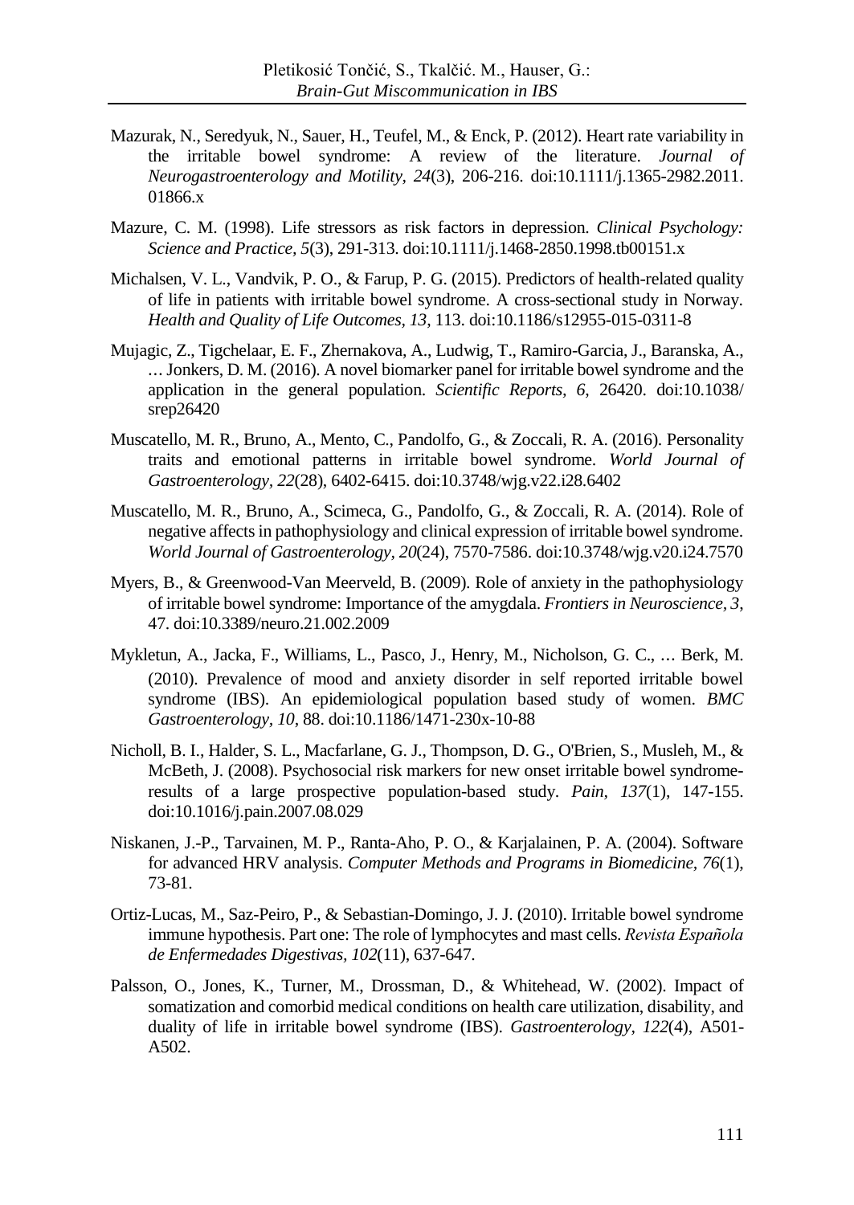Mazurak, N., Seredyuk, N., Sauer, H., Teufel, M., & Enck, P. (2012). Heart rate variability in the irritable bowel syndrome: A review of the literature. *Journal of Neurogastroenterology and Motility, 24*(3), 206-216. doi:10.1111/j.1365-2982.2011.01866.x

Mazure, C. M. (1998). Life stressors as risk factors in depression. *Clinical Psychology: Science and Practice, 5*(3), 291-313. doi:10.1111/j.1468-2850.1998.tb00151.x

Michalsen, V. L., Vandvik, P. O., & Farup, P. G. (2015). Predictors of health-related quality of life in patients with irritable bowel syndrome. A cross-sectional study in Norway. *Health and Quality of Life Outcomes, 13*, 113. doi:10.1186/s12955-015-0311-8

Mujagic, Z., Tigchelaar, E. F., Zhernakova, A., Ludwig, T., Ramiro-Garcia, J., Baranska, A., … Jonkers, D. M. (2016). A novel biomarker panel for irritable bowel syndrome and the application in the general population. *Scientific Reports, 6*, 26420. doi:10.1038/srep26420

Muscatello, M. R., Bruno, A., Mento, C., Pandolfo, G., & Zoccali, R. A. (2016). Personality traits and emotional patterns in irritable bowel syndrome. *World Journal of Gastroenterology, 22*(28), 6402-6415. doi:10.3748/wjg.v22.i28.6402

Muscatello, M. R., Bruno, A., Scimeca, G., Pandolfo, G., & Zoccali, R. A. (2014). Role of negative affects in pathophysiology and clinical expression of irritable bowel syndrome. *World Journal of Gastroenterology, 20*(24), 7570-7586. doi:10.3748/wjg.v20.i24.7570

Myers, B., & Greenwood-Van Meerveld, B. (2009). Role of anxiety in the pathophysiology of irritable bowel syndrome: Importance of the amygdala. *Frontiers in Neuroscience, 3*, 47. doi:10.3389/neuro.21.002.2009

Mykletun, A., Jacka, F., Williams, L., Pasco, J., Henry, M., Nicholson, G. C., … Berk, M. (2010). Prevalence of mood and anxiety disorder in self reported irritable bowel syndrome (IBS). An epidemiological population based study of women. *BMC Gastroenterology, 10*, 88. doi:10.1186/1471-230x-10-88

Nicholl, B. I., Halder, S. L., Macfarlane, G. J., Thompson, D. G., O'Brien, S., Musleh, M., & McBeth, J. (2008). Psychosocial risk markers for new onset irritable bowel syndrome-results of a large prospective population-based study. *Pain, 137*(1), 147-155. doi:10.1016/j.pain.2007.08.029

Niskanen, J.-P., Tarvainen, M. P., Ranta-Aho, P. O., & Karjalainen, P. A. (2004). Software for advanced HRV analysis. *Computer Methods and Programs in Biomedicine, 76*(1), 73-81.

Ortiz-Lucas, M., Saz-Peiro, P., & Sebastian-Domingo, J. J. (2010). Irritable bowel syndrome immune hypothesis. Part one: The role of lymphocytes and mast cells. *Revista Española de Enfermedades Digestivas, 102*(11), 637-647.

Palsson, O., Jones, K., Turner, M., Drossman, D., & Whitehead, W. (2002). Impact of somatization and comorbid medical conditions on health care utilization, disability, and duality of life in irritable bowel syndrome (IBS). *Gastroenterology, 122*(4), A501-A502.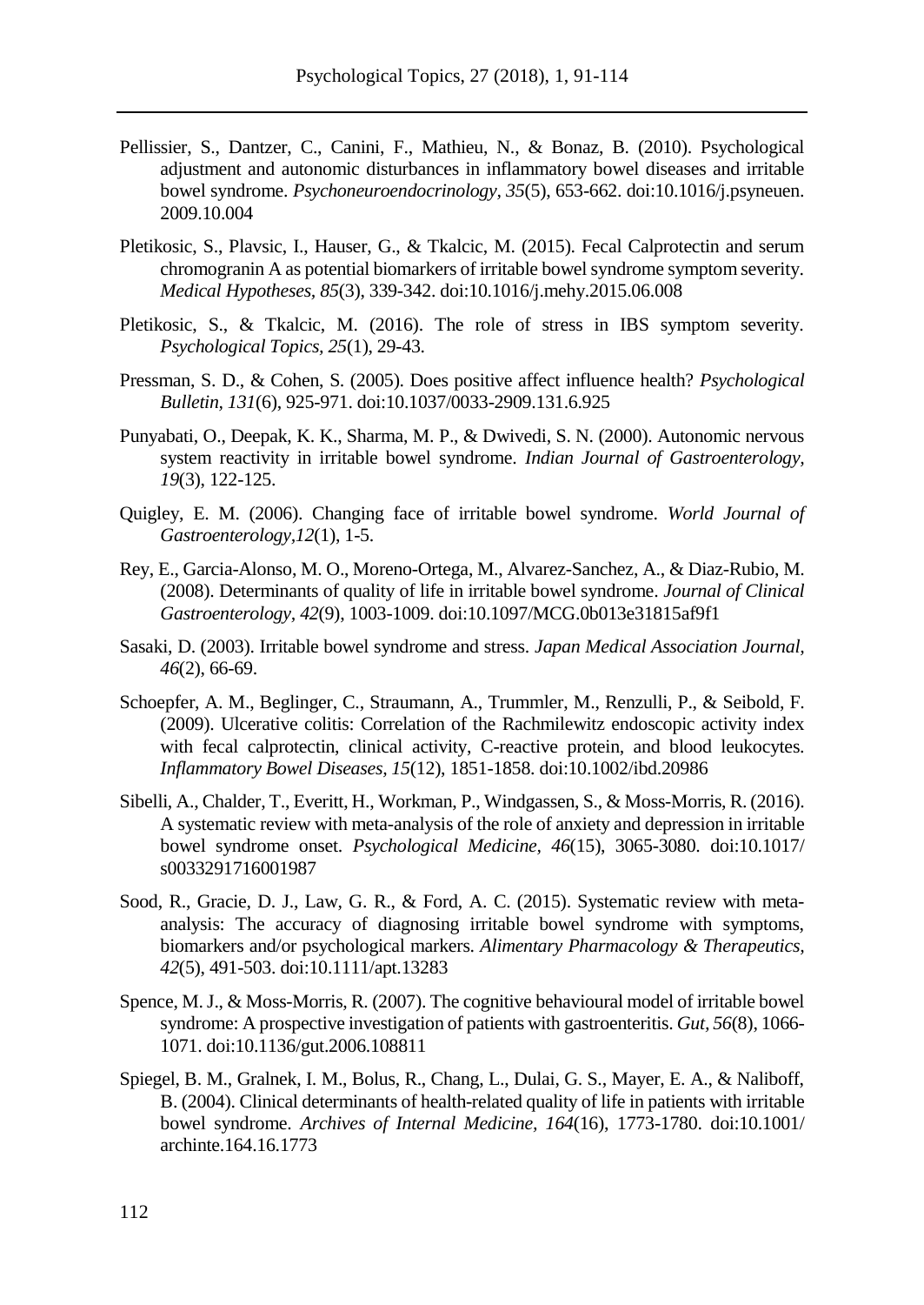Pellissier, S., Dantzer, C., Canini, F., Mathieu, N., & Bonaz, B. (2010). Psychological adjustment and autonomic disturbances in inflammatory bowel diseases and irritable bowel syndrome. *Psychoneuroendocrinology*, *35*(5), 653-662. doi:10.1016/j.psyneuen.2009.10.004

Pletikosic, S., Plavsic, I., Hauser, G., & Tkalcic, M. (2015). Fecal Calprotectin and serum chromogranin A as potential biomarkers of irritable bowel syndrome symptom severity. *Medical Hypotheses*, *85*(3), 339-342. doi:10.1016/j.mehy.2015.06.008

Pletikosic, S., & Tkalcic, M. (2016). The role of stress in IBS symptom severity. *Psychological Topics*, *25*(1), 29-43.

Pressman, S. D., & Cohen, S. (2005). Does positive affect influence health? *Psychological Bulletin*, *131*(6), 925-971. doi:10.1037/0033-2909.131.6.925

Punyabati, O., Deepak, K. K., Sharma, M. P., & Dwivedi, S. N. (2000). Autonomic nervous system reactivity in irritable bowel syndrome. *Indian Journal of Gastroenterology*, *19*(3), 122-125.

Quigley, E. M. (2006). Changing face of irritable bowel syndrome. *World Journal of Gastroenterology*,*12*(1), 1-5.

Rey, E., Garcia-Alonso, M. O., Moreno-Ortega, M., Alvarez-Sanchez, A., & Diaz-Rubio, M. (2008). Determinants of quality of life in irritable bowel syndrome. *Journal of Clinical Gastroenterology*, *42*(9), 1003-1009. doi:10.1097/MCG.0b013e31815af9f1

Sasaki, D. (2003). Irritable bowel syndrome and stress. *Japan Medical Association Journal*, *46*(2), 66-69.

Schoepfer, A. M., Beglinger, C., Straumann, A., Trummler, M., Renzulli, P., & Seibold, F. (2009). Ulcerative colitis: Correlation of the Rachmilewitz endoscopic activity index with fecal calprotectin, clinical activity, C-reactive protein, and blood leukocytes. *Inflammatory Bowel Diseases*, *15*(12), 1851-1858. doi:10.1002/ibd.20986

Sibelli, A., Chalder, T., Everitt, H., Workman, P., Windgassen, S., & Moss-Morris, R. (2016). A systematic review with meta-analysis of the role of anxiety and depression in irritable bowel syndrome onset. *Psychological Medicine*, *46*(15), 3065-3080. doi:10.1017/s0033291716001987

Sood, R., Gracie, D. J., Law, G. R., & Ford, A. C. (2015). Systematic review with meta-analysis: The accuracy of diagnosing irritable bowel syndrome with symptoms, biomarkers and/or psychological markers. *Alimentary Pharmacology & Therapeutics*, *42*(5), 491-503. doi:10.1111/apt.13283

Spence, M. J., & Moss-Morris, R. (2007). The cognitive behavioural model of irritable bowel syndrome: A prospective investigation of patients with gastroenteritis. *Gut*, *56*(8), 1066-1071. doi:10.1136/gut.2006.108811

Spiegel, B. M., Gralnek, I. M., Bolus, R., Chang, L., Dulai, G. S., Mayer, E. A., & Naliboff, B. (2004). Clinical determinants of health-related quality of life in patients with irritable bowel syndrome. *Archives of Internal Medicine*, *164*(16), 1773-1780. doi:10.1001/archinte.164.16.1773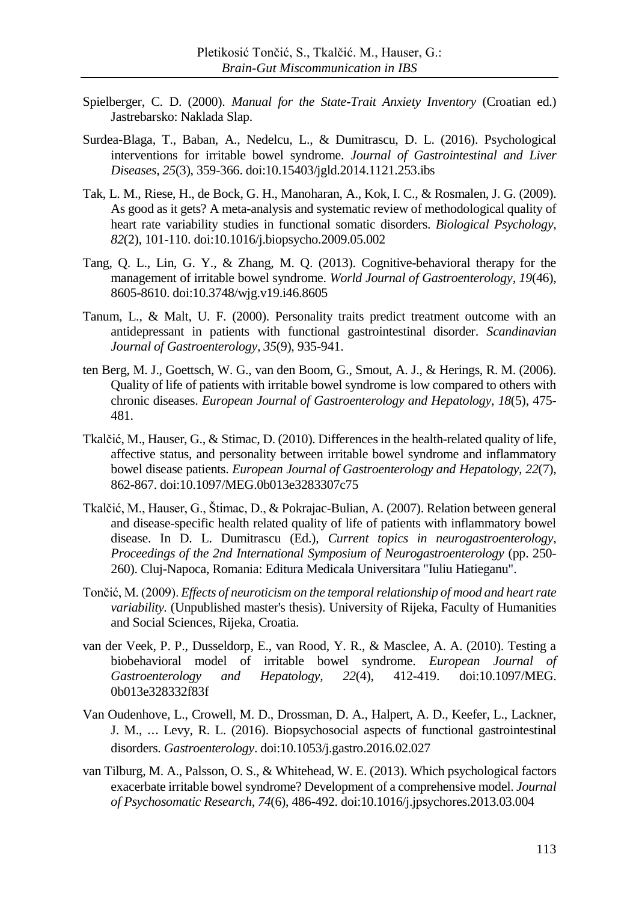Spielberger, C. D. (2000). *Manual for the State-Trait Anxiety Inventory* (Croatian ed.) Jastrebarsko: Naklada Slap.

Surdea-Blaga, T., Baban, A., Nedelcu, L., & Dumitrascu, D. L. (2016). Psychological interventions for irritable bowel syndrome. *Journal of Gastrointestinal and Liver Diseases, 25*(3), 359-366. doi:10.15403/jgld.2014.1121.253.ibs

Tak, L. M., Riese, H., de Bock, G. H., Manoharan, A., Kok, I. C., & Rosmalen, J. G. (2009). As good as it gets? A meta-analysis and systematic review of methodological quality of heart rate variability studies in functional somatic disorders. *Biological Psychology, 82*(2), 101-110. doi:10.1016/j.biopsycho.2009.05.002

Tang, Q. L., Lin, G. Y., & Zhang, M. Q. (2013). Cognitive-behavioral therapy for the management of irritable bowel syndrome. *World Journal of Gastroenterology, 19*(46), 8605-8610. doi:10.3748/wjg.v19.i46.8605

Tanum, L., & Malt, U. F. (2000). Personality traits predict treatment outcome with an antidepressant in patients with functional gastrointestinal disorder. *Scandinavian Journal of Gastroenterology, 35*(9), 935-941.

ten Berg, M. J., Goettsch, W. G., van den Boom, G., Smout, A. J., & Herings, R. M. (2006). Quality of life of patients with irritable bowel syndrome is low compared to others with chronic diseases. *European Journal of Gastroenterology and Hepatology, 18*(5), 475-481.

Tkalčić, M., Hauser, G., & Stimac, D. (2010). Differences in the health-related quality of life, affective status, and personality between irritable bowel syndrome and inflammatory bowel disease patients. *European Journal of Gastroenterology and Hepatology, 22*(7), 862-867. doi:10.1097/MEG.0b013e3283307c75

Tkalčić, M., Hauser, G., Štimac, D., & Pokrajac-Bulian, A. (2007). Relation between general and disease-specific health related quality of life of patients with inflammatory bowel disease. In D. L. Dumitrascu (Ed.), *Current topics in neurogastroenterology, Proceedings of the 2nd International Symposium of Neurogastroenterology* (pp. 250-260). Cluj-Napoca, Romania: Editura Medicala Universitara "Iuliu Hatieganu".

Tončić, M. (2009). *Effects of neuroticism on the temporal relationship of mood and heart rate variability.* (Unpublished master's thesis). University of Rijeka, Faculty of Humanities and Social Sciences, Rijeka, Croatia.

van der Veek, P. P., Dusseldorp, E., van Rood, Y. R., & Masclee, A. A. (2010). Testing a biobehavioral model of irritable bowel syndrome. *European Journal of Gastroenterology and Hepatology, 22*(4), 412-419. doi:10.1097/MEG.0b013e328332f83f

Van Oudenhove, L., Crowell, M. D., Drossman, D. A., Halpert, A. D., Keefer, L., Lackner, J. M., … Levy, R. L. (2016). Biopsychosocial aspects of functional gastrointestinal disorders. *Gastroenterology*. doi:10.1053/j.gastro.2016.02.027

van Tilburg, M. A., Palsson, O. S., & Whitehead, W. E. (2013). Which psychological factors exacerbate irritable bowel syndrome? Development of a comprehensive model. *Journal of Psychosomatic Research, 74*(6), 486-492. doi:10.1016/j.jpsychores.2013.03.004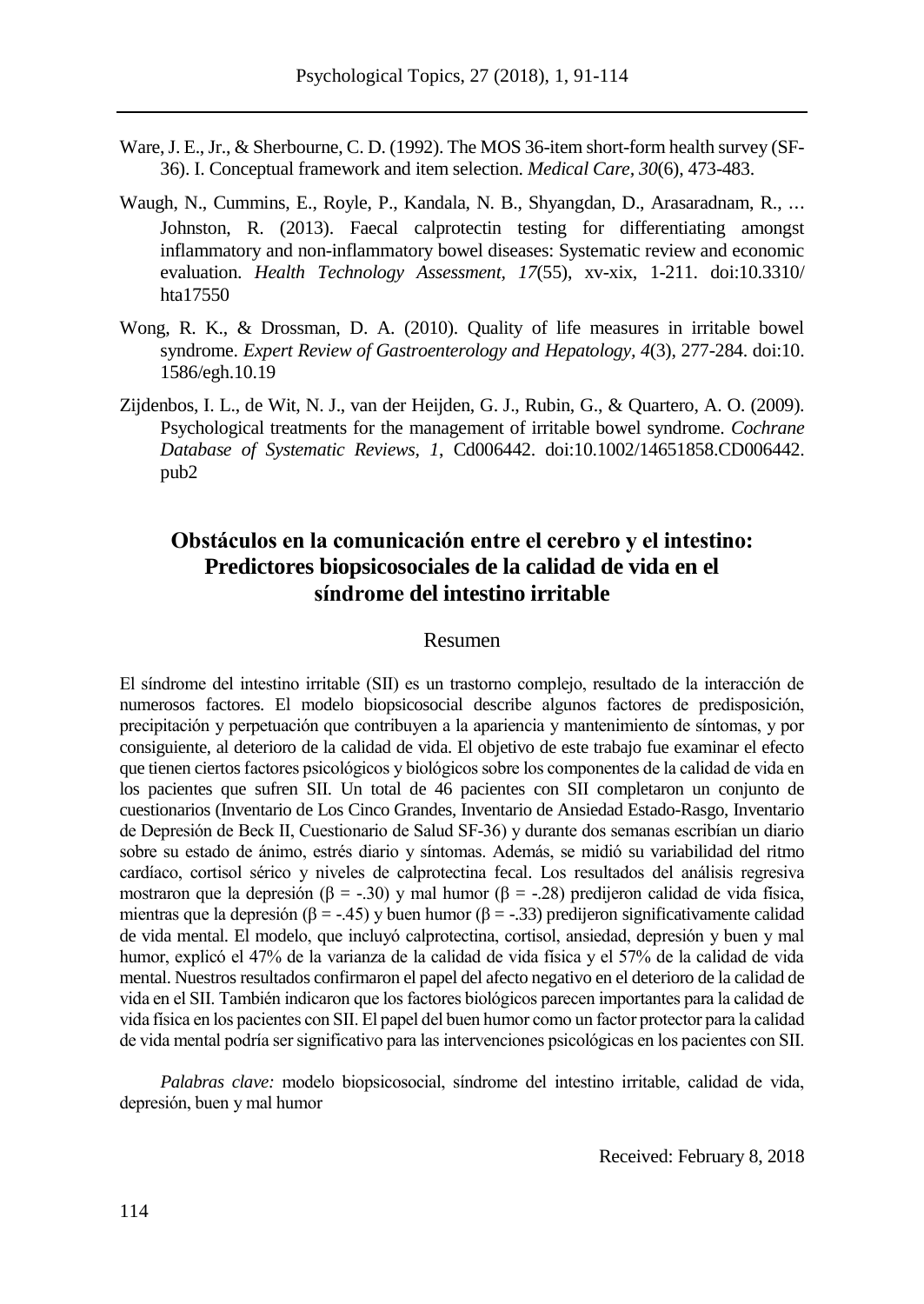Ware, J. E., Jr., & Sherbourne, C. D. (1992). The MOS 36-item short-form health survey (SF-36). I. Conceptual framework and item selection. *Medical Care, 30*(6), 473-483.

Waugh, N., Cummins, E., Royle, P., Kandala, N. B., Shyangdan, D., Arasaradnam, R., … Johnston, R. (2013). Faecal calprotectin testing for differentiating amongst inflammatory and non-inflammatory bowel diseases: Systematic review and economic evaluation. *Health Technology Assessment*, *17*(55), xv-xix, 1-211. doi:10.3310/hta17550

Wong, R. K., & Drossman, D. A. (2010). Quality of life measures in irritable bowel syndrome. *Expert Review of Gastroenterology and Hepatology*, *4*(3), 277-284. doi:10.1586/egh.10.19

Zijdenbos, I. L., de Wit, N. J., van der Heijden, G. J., Rubin, G., & Quartero, A. O. (2009). Psychological treatments for the management of irritable bowel syndrome. *Cochrane Database of Systematic Reviews, 1*, Cd006442. doi:10.1002/14651858.CD006442.pub2

## Obstáculos en la comunicación entre el cerebro y el intestino: Predictores biopsicosociales de la calidad de vida en el síndrome del intestino irritable

### Resumen

El síndrome del intestino irritable (SII) es un trastorno complejo, resultado de la interacción de numerosos factores. El modelo biopsicosocial describe algunos factores de predisposición, precipitación y perpetuación que contribuyen a la apariencia y mantenimiento de síntomas, y por consiguiente, al deterioro de la calidad de vida. El objetivo de este trabajo fue examinar el efecto que tienen ciertos factores psicológicos y biológicos sobre los componentes de la calidad de vida en los pacientes que sufren SII. Un total de 46 pacientes con SII completaron un conjunto de cuestionarios (Inventario de Los Cinco Grandes, Inventario de Ansiedad Estado-Rasgo, Inventario de Depresión de Beck II, Cuestionario de Salud SF-36) y durante dos semanas escribían un diario sobre su estado de ánimo, estrés diario y síntomas. Además, se midió su variabilidad del ritmo cardíaco, cortisol sérico y niveles de calprotectina fecal. Los resultados del análisis regresiva mostraron que la depresión ($\beta$ = -.30) y mal humor ($\beta$ = -.28) predijeron calidad de vida física, mientras que la depresión ($\beta$ = -.45) y buen humor ($\beta$ = -.33) predijeron significativamente calidad de vida mental. El modelo, que incluyó calprotectina, cortisol, ansiedad, depresión y buen y mal humor, explicó el 47% de la varianza de la calidad de vida física y el 57% de la calidad de vida mental. Nuestros resultados confirmaron el papel del afecto negativo en el deterioro de la calidad de vida en el SII. También indicaron que los factores biológicos parecen importantes para la calidad de vida física en los pacientes con SII. El papel del buen humor como un factor protector para la calidad de vida mental podría ser significativo para las intervenciones psicológicas en los pacientes con SII.

*Palabras clave:* modelo biopsicosocial, síndrome del intestino irritable, calidad de vida, depresión, buen y mal humor

Received: February 8, 2018